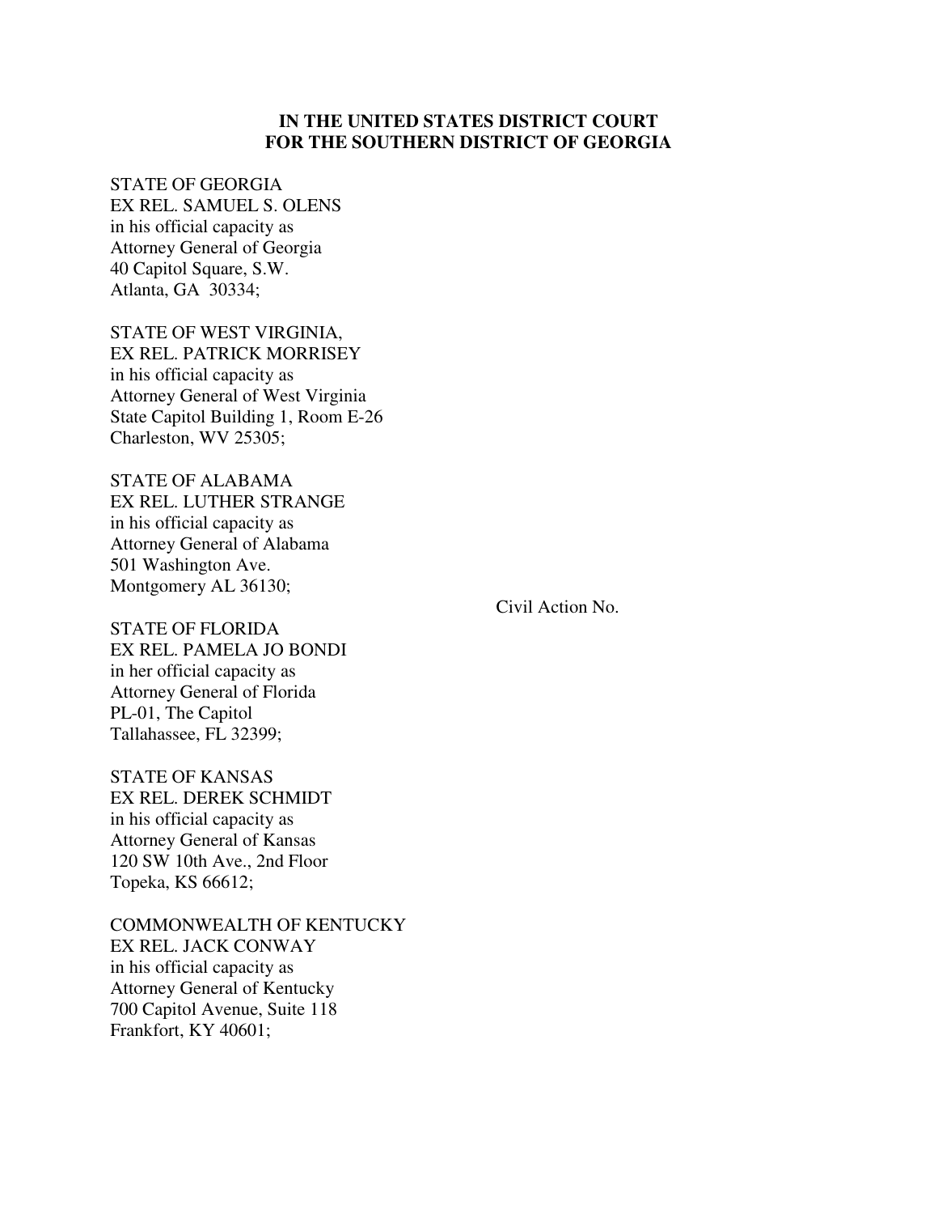**IN THE UNITED STATES DISTRICT COURT**
**FOR THE SOUTHERN DISTRICT OF GEORGIA**

STATE OF GEORGIA
EX REL. SAMUEL S. OLENS
in his official capacity as
Attorney General of Georgia
40 Capitol Square, S.W.
Atlanta, GA 30334;

STATE OF WEST VIRGINIA,
EX REL. PATRICK MORRISEY
in his official capacity as
Attorney General of West Virginia
State Capitol Building 1, Room E-26
Charleston, WV 25305;

STATE OF ALABAMA
EX REL. LUTHER STRANGE
in his official capacity as
Attorney General of Alabama
501 Washington Ave.
Montgomery AL 36130;

Civil Action No.

STATE OF FLORIDA
EX REL. PAMELA JO BONDI
in her official capacity as
Attorney General of Florida
PL-01, The Capitol
Tallahassee, FL 32399;

STATE OF KANSAS
EX REL. DEREK SCHMIDT
in his official capacity as
Attorney General of Kansas
120 SW 10th Ave., 2nd Floor
Topeka, KS 66612;

COMMONWEALTH OF KENTUCKY
EX REL. JACK CONWAY
in his official capacity as
Attorney General of Kentucky
700 Capitol Avenue, Suite 118
Frankfort, KY 40601;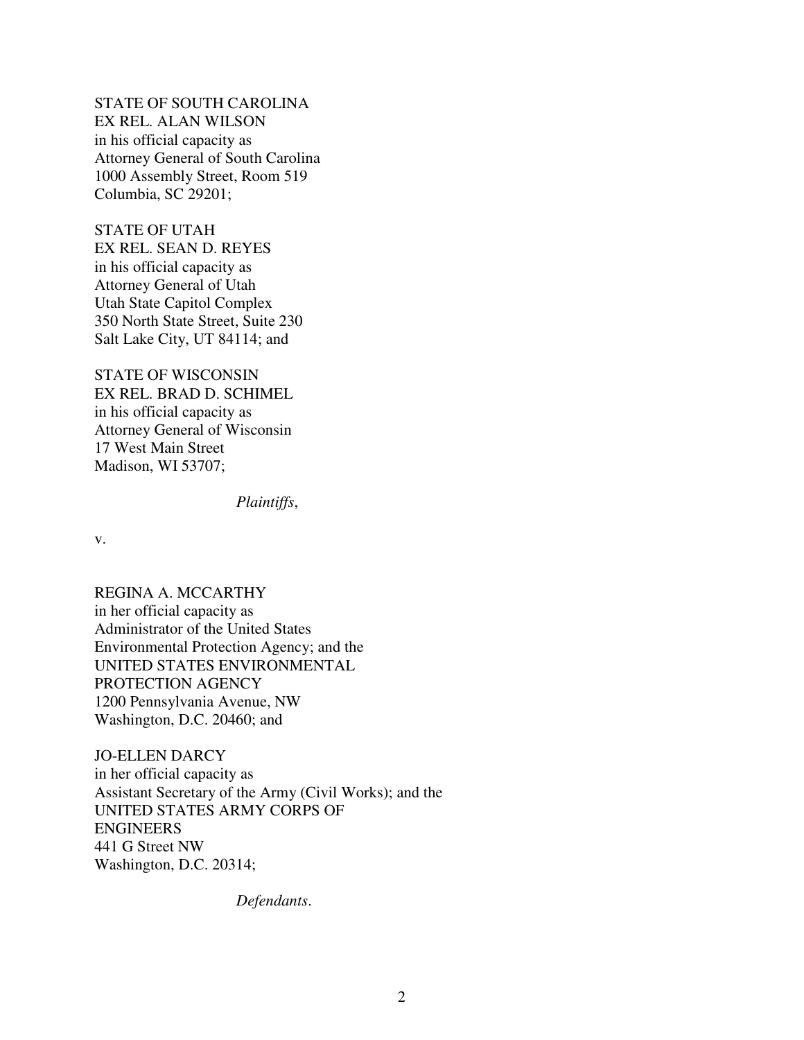STATE OF SOUTH CAROLINA
EX REL. ALAN WILSON
in his official capacity as
Attorney General of South Carolina
1000 Assembly Street, Room 519
Columbia, SC 29201;

STATE OF UTAH
EX REL. SEAN D. REYES
in his official capacity as
Attorney General of Utah
Utah State Capitol Complex
350 North State Street, Suite 230
Salt Lake City, UT 84114; and

STATE OF WISCONSIN
EX REL. BRAD D. SCHIMEL
in his official capacity as
Attorney General of Wisconsin
17 West Main Street
Madison, WI 53707;

*Plaintiffs*,

v.

REGINA A. MCCARTHY
in her official capacity as
Administrator of the United States
Environmental Protection Agency; and the
UNITED STATES ENVIRONMENTAL
PROTECTION AGENCY
1200 Pennsylvania Avenue, NW
Washington, D.C. 20460; and

JO-ELLEN DARCY
in her official capacity as
Assistant Secretary of the Army (Civil Works); and the
UNITED STATES ARMY CORPS OF
ENGINEERS
441 G Street NW
Washington, D.C. 20314;

*Defendants*.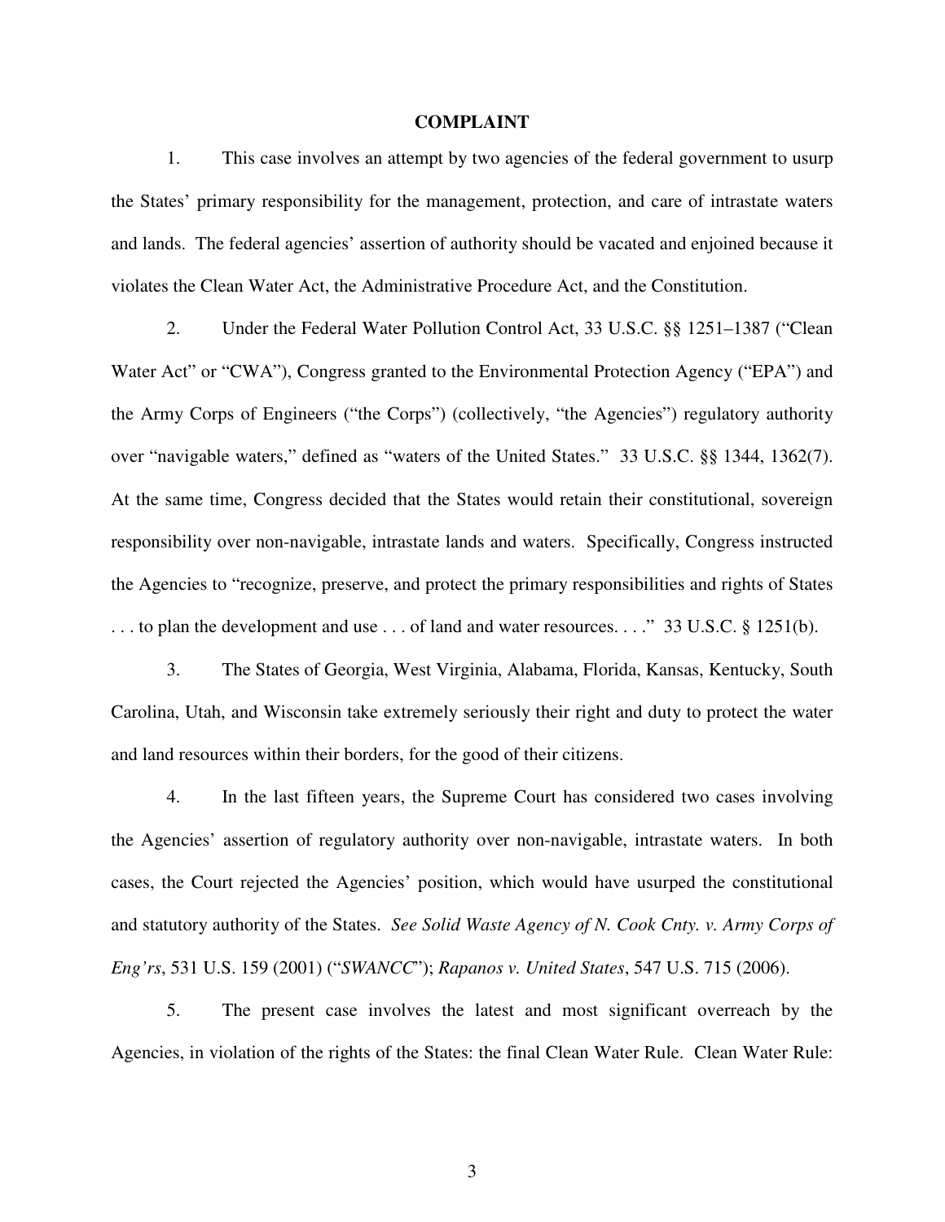**COMPLAINT**

1. This case involves an attempt by two agencies of the federal government to usurp the States' primary responsibility for the management, protection, and care of intrastate waters and lands. The federal agencies' assertion of authority should be vacated and enjoined because it violates the Clean Water Act, the Administrative Procedure Act, and the Constitution.

2. Under the Federal Water Pollution Control Act, 33 U.S.C. §§ 1251–1387 ("Clean Water Act" or "CWA"), Congress granted to the Environmental Protection Agency ("EPA") and the Army Corps of Engineers ("the Corps") (collectively, "the Agencies") regulatory authority over "navigable waters," defined as "waters of the United States." 33 U.S.C. §§ 1344, 1362(7). At the same time, Congress decided that the States would retain their constitutional, sovereign responsibility over non-navigable, intrastate lands and waters. Specifically, Congress instructed the Agencies to "recognize, preserve, and protect the primary responsibilities and rights of States . . . to plan the development and use . . . of land and water resources. . . ." 33 U.S.C. § 1251(b).

3. The States of Georgia, West Virginia, Alabama, Florida, Kansas, Kentucky, South Carolina, Utah, and Wisconsin take extremely seriously their right and duty to protect the water and land resources within their borders, for the good of their citizens.

4. In the last fifteen years, the Supreme Court has considered two cases involving the Agencies' assertion of regulatory authority over non-navigable, intrastate waters. In both cases, the Court rejected the Agencies' position, which would have usurped the constitutional and statutory authority of the States. *See Solid Waste Agency of N. Cook Cnty. v. Army Corps of Eng'rs*, 531 U.S. 159 (2001) ("*SWANCC*"); *Rapanos v. United States*, 547 U.S. 715 (2006).

5. The present case involves the latest and most significant overreach by the Agencies, in violation of the rights of the States: the final Clean Water Rule. Clean Water Rule: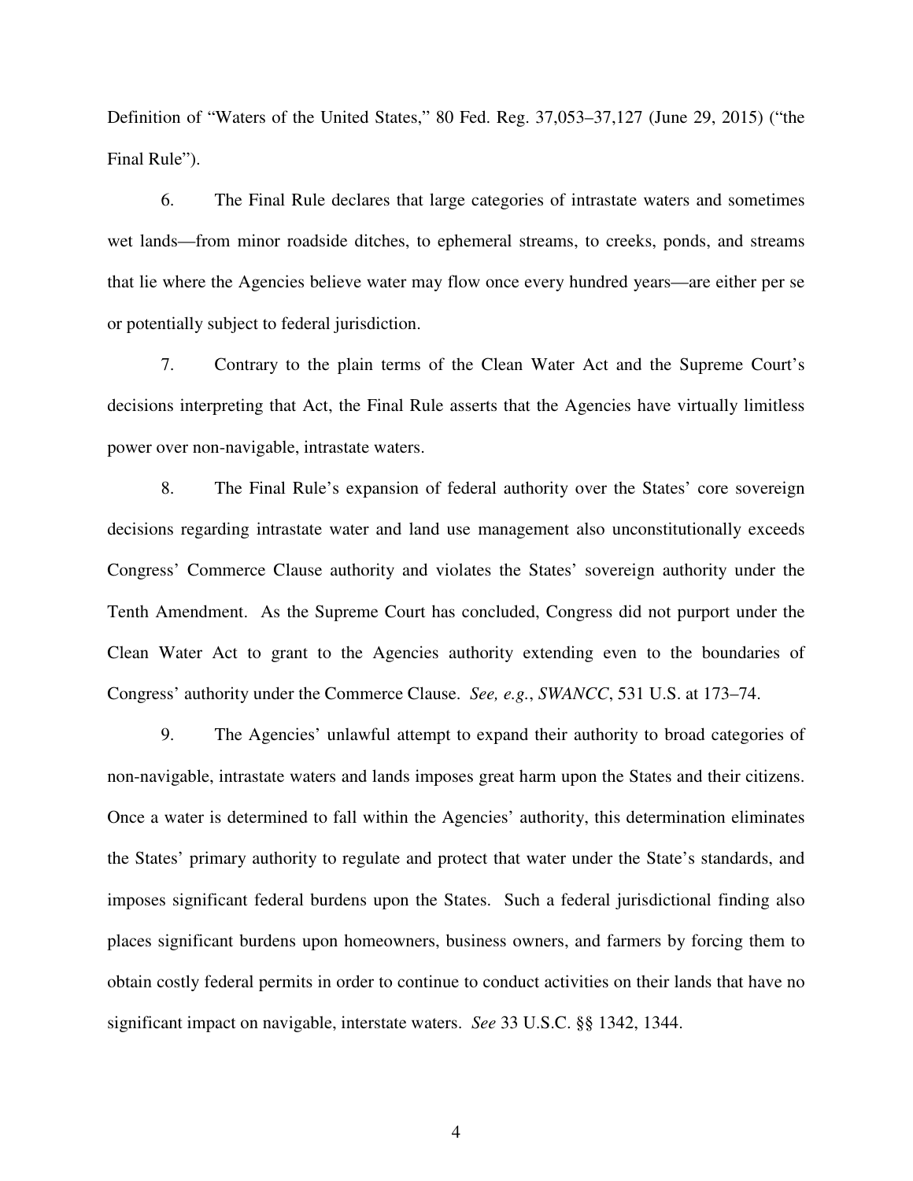Definition of "Waters of the United States," 80 Fed. Reg. 37,053–37,127 (June 29, 2015) ("the Final Rule").

6. The Final Rule declares that large categories of intrastate waters and sometimes wet lands—from minor roadside ditches, to ephemeral streams, to creeks, ponds, and streams that lie where the Agencies believe water may flow once every hundred years—are either per se or potentially subject to federal jurisdiction.

7. Contrary to the plain terms of the Clean Water Act and the Supreme Court's decisions interpreting that Act, the Final Rule asserts that the Agencies have virtually limitless power over non-navigable, intrastate waters.

8. The Final Rule's expansion of federal authority over the States' core sovereign decisions regarding intrastate water and land use management also unconstitutionally exceeds Congress' Commerce Clause authority and violates the States' sovereign authority under the Tenth Amendment. As the Supreme Court has concluded, Congress did not purport under the Clean Water Act to grant to the Agencies authority extending even to the boundaries of Congress' authority under the Commerce Clause. *See, e.g.*, *SWANCC*, 531 U.S. at 173–74.

9. The Agencies' unlawful attempt to expand their authority to broad categories of non-navigable, intrastate waters and lands imposes great harm upon the States and their citizens. Once a water is determined to fall within the Agencies' authority, this determination eliminates the States' primary authority to regulate and protect that water under the State's standards, and imposes significant federal burdens upon the States. Such a federal jurisdictional finding also places significant burdens upon homeowners, business owners, and farmers by forcing them to obtain costly federal permits in order to continue to conduct activities on their lands that have no significant impact on navigable, interstate waters. *See* 33 U.S.C. §§ 1342, 1344.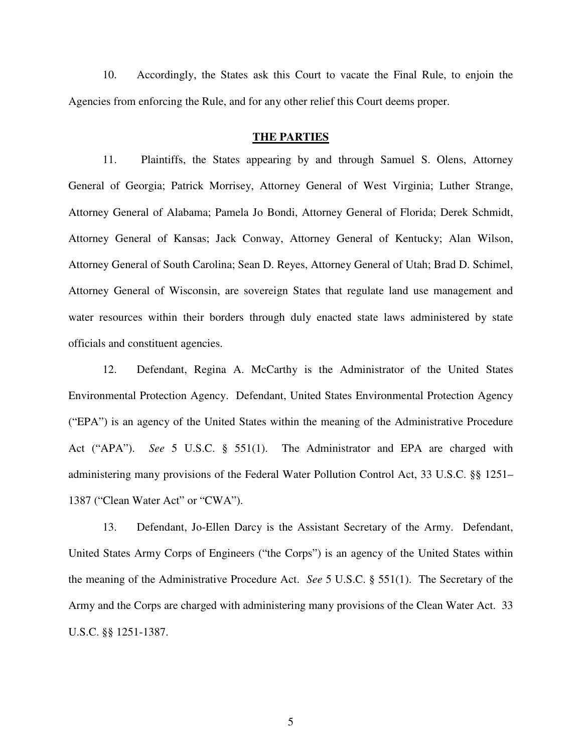10. Accordingly, the States ask this Court to vacate the Final Rule, to enjoin the Agencies from enforcing the Rule, and for any other relief this Court deems proper.

## THE PARTIES

11. Plaintiffs, the States appearing by and through Samuel S. Olens, Attorney General of Georgia; Patrick Morrisey, Attorney General of West Virginia; Luther Strange, Attorney General of Alabama; Pamela Jo Bondi, Attorney General of Florida; Derek Schmidt, Attorney General of Kansas; Jack Conway, Attorney General of Kentucky; Alan Wilson, Attorney General of South Carolina; Sean D. Reyes, Attorney General of Utah; Brad D. Schimel, Attorney General of Wisconsin, are sovereign States that regulate land use management and water resources within their borders through duly enacted state laws administered by state officials and constituent agencies.

12. Defendant, Regina A. McCarthy is the Administrator of the United States Environmental Protection Agency. Defendant, United States Environmental Protection Agency ("EPA") is an agency of the United States within the meaning of the Administrative Procedure Act ("APA"). *See* 5 U.S.C. § 551(1). The Administrator and EPA are charged with administering many provisions of the Federal Water Pollution Control Act, 33 U.S.C. §§ 1251–1387 ("Clean Water Act" or "CWA").

13. Defendant, Jo-Ellen Darcy is the Assistant Secretary of the Army. Defendant, United States Army Corps of Engineers ("the Corps") is an agency of the United States within the meaning of the Administrative Procedure Act. *See* 5 U.S.C. § 551(1). The Secretary of the Army and the Corps are charged with administering many provisions of the Clean Water Act. 33 U.S.C. §§ 1251-1387.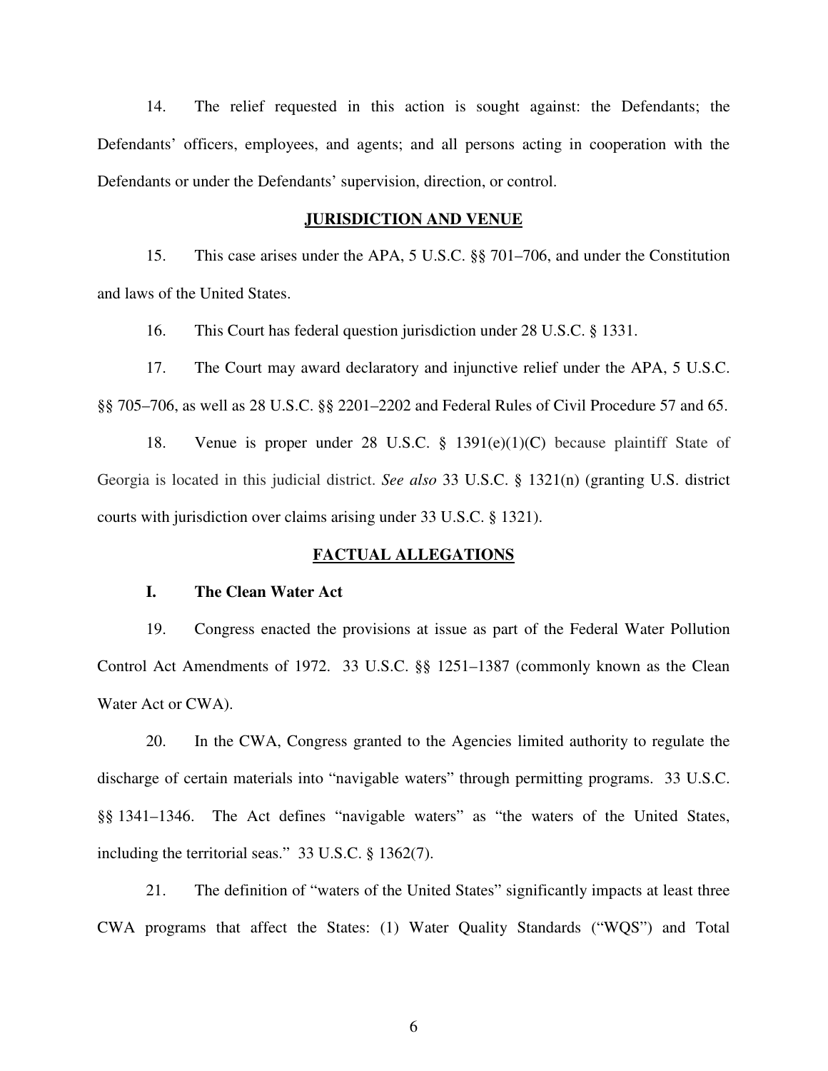14. The relief requested in this action is sought against: the Defendants; the Defendants' officers, employees, and agents; and all persons acting in cooperation with the Defendants or under the Defendants' supervision, direction, or control.

## JURISDICTION AND VENUE

15. This case arises under the APA, 5 U.S.C. §§ 701–706, and under the Constitution and laws of the United States.

16. This Court has federal question jurisdiction under 28 U.S.C. § 1331.

17. The Court may award declaratory and injunctive relief under the APA, 5 U.S.C. §§ 705–706, as well as 28 U.S.C. §§ 2201–2202 and Federal Rules of Civil Procedure 57 and 65.

18. Venue is proper under 28 U.S.C. § 1391(e)(1)(C) because plaintiff State of Georgia is located in this judicial district. *See also* 33 U.S.C. § 1321(n) (granting U.S. district courts with jurisdiction over claims arising under 33 U.S.C. § 1321).

## FACTUAL ALLEGATIONS

### I. The Clean Water Act

19. Congress enacted the provisions at issue as part of the Federal Water Pollution Control Act Amendments of 1972. 33 U.S.C. §§ 1251–1387 (commonly known as the Clean Water Act or CWA).

20. In the CWA, Congress granted to the Agencies limited authority to regulate the discharge of certain materials into "navigable waters" through permitting programs. 33 U.S.C. §§ 1341–1346. The Act defines "navigable waters" as "the waters of the United States, including the territorial seas." 33 U.S.C. § 1362(7).

21. The definition of "waters of the United States" significantly impacts at least three CWA programs that affect the States: (1) Water Quality Standards ("WQS") and Total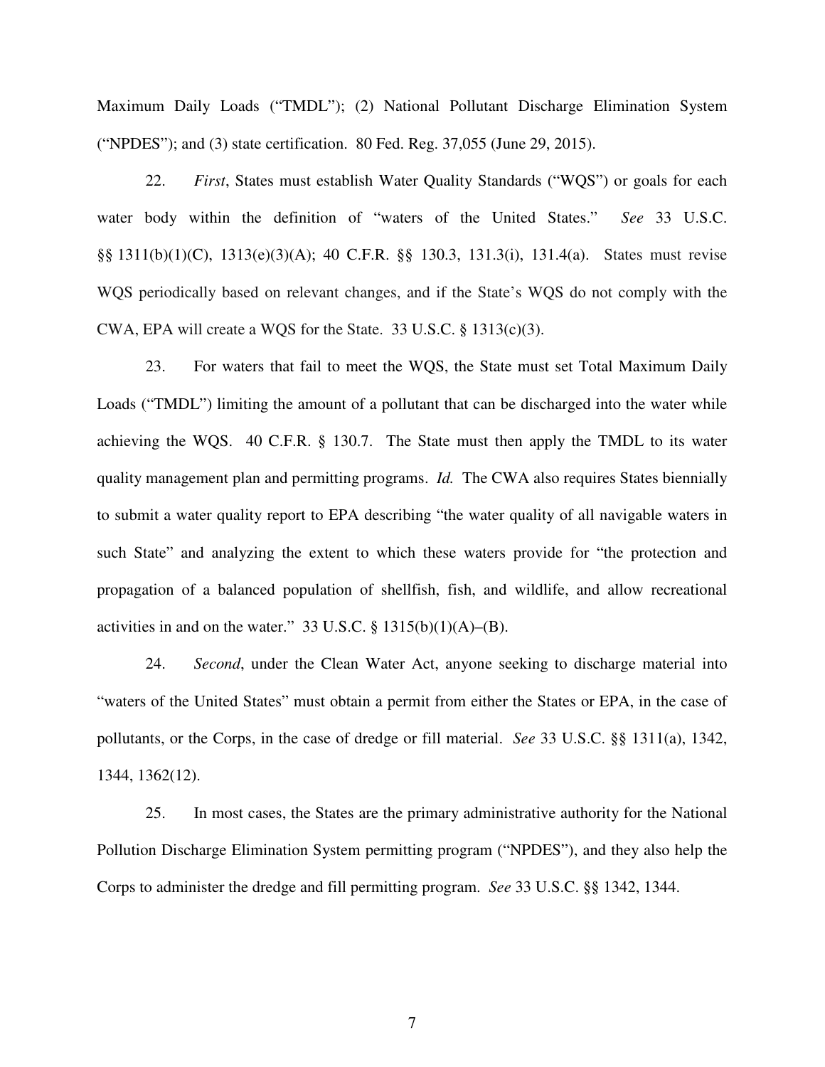Maximum Daily Loads ("TMDL"); (2) National Pollutant Discharge Elimination System ("NPDES"); and (3) state certification. 80 Fed. Reg. 37,055 (June 29, 2015).

22. *First*, States must establish Water Quality Standards ("WQS") or goals for each water body within the definition of "waters of the United States." *See* 33 U.S.C. §§ 1311(b)(1)(C), 1313(e)(3)(A); 40 C.F.R. §§ 130.3, 131.3(i), 131.4(a). States must revise WQS periodically based on relevant changes, and if the State's WQS do not comply with the CWA, EPA will create a WQS for the State. 33 U.S.C. § 1313(c)(3).

23. For waters that fail to meet the WQS, the State must set Total Maximum Daily Loads ("TMDL") limiting the amount of a pollutant that can be discharged into the water while achieving the WQS. 40 C.F.R. § 130.7. The State must then apply the TMDL to its water quality management plan and permitting programs. *Id.* The CWA also requires States biennially to submit a water quality report to EPA describing "the water quality of all navigable waters in such State" and analyzing the extent to which these waters provide for "the protection and propagation of a balanced population of shellfish, fish, and wildlife, and allow recreational activities in and on the water." 33 U.S.C. § 1315(b)(1)(A)–(B).

24. *Second*, under the Clean Water Act, anyone seeking to discharge material into "waters of the United States" must obtain a permit from either the States or EPA, in the case of pollutants, or the Corps, in the case of dredge or fill material. *See* 33 U.S.C. §§ 1311(a), 1342, 1344, 1362(12).

25. In most cases, the States are the primary administrative authority for the National Pollution Discharge Elimination System permitting program ("NPDES"), and they also help the Corps to administer the dredge and fill permitting program. *See* 33 U.S.C. §§ 1342, 1344.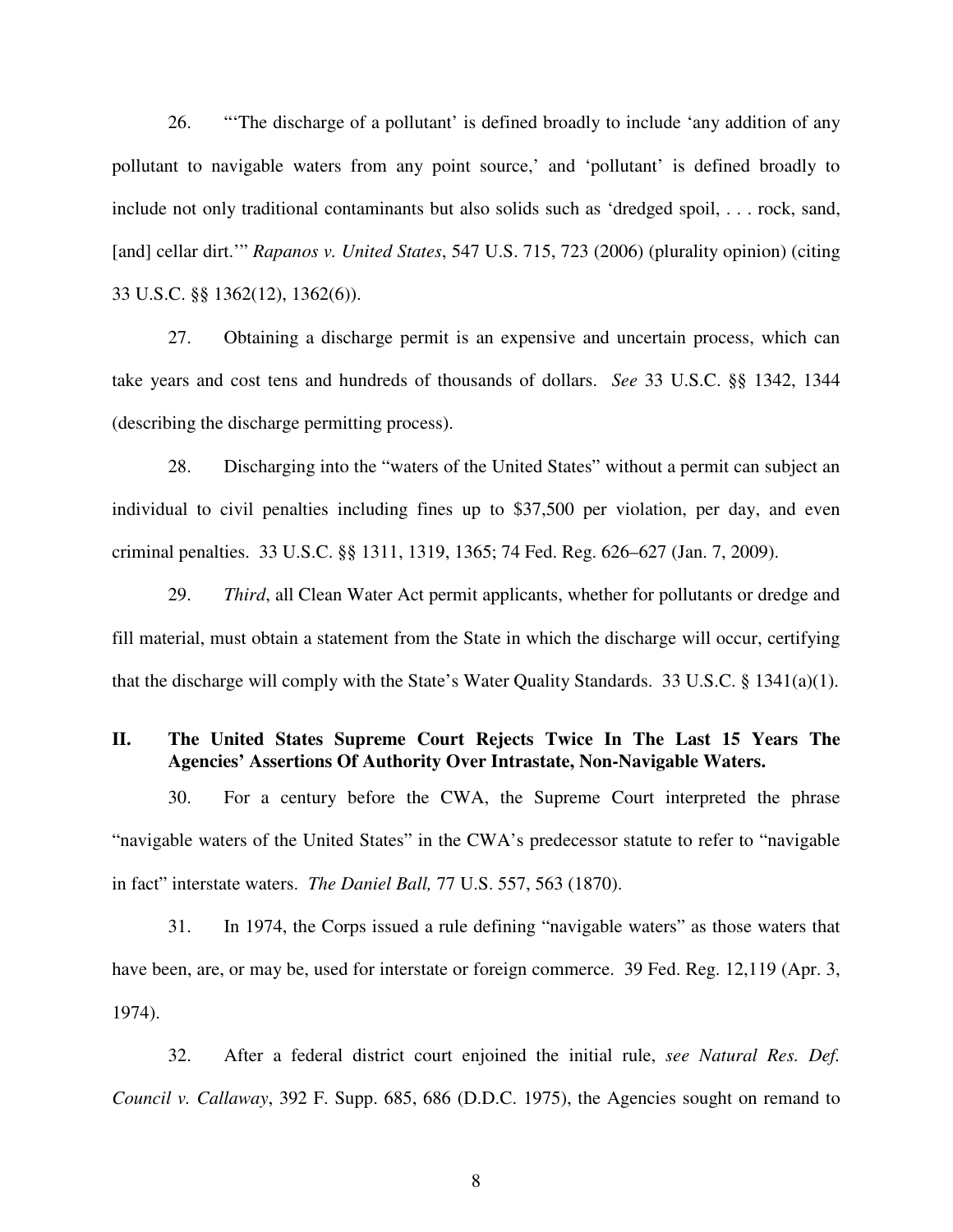26. "'The discharge of a pollutant' is defined broadly to include 'any addition of any pollutant to navigable waters from any point source,' and 'pollutant' is defined broadly to include not only traditional contaminants but also solids such as 'dredged spoil, . . . rock, sand, [and] cellar dirt.'" *Rapanos v. United States*, 547 U.S. 715, 723 (2006) (plurality opinion) (citing 33 U.S.C. §§ 1362(12), 1362(6)).

27. Obtaining a discharge permit is an expensive and uncertain process, which can take years and cost tens and hundreds of thousands of dollars. *See* 33 U.S.C. §§ 1342, 1344 (describing the discharge permitting process).

28. Discharging into the "waters of the United States" without a permit can subject an individual to civil penalties including fines up to $37,500 per violation, per day, and even criminal penalties. 33 U.S.C. §§ 1311, 1319, 1365; 74 Fed. Reg. 626–627 (Jan. 7, 2009).

29. *Third*, all Clean Water Act permit applicants, whether for pollutants or dredge and fill material, must obtain a statement from the State in which the discharge will occur, certifying that the discharge will comply with the State's Water Quality Standards. 33 U.S.C. § 1341(a)(1).

## II. The United States Supreme Court Rejects Twice In The Last 15 Years The Agencies' Assertions Of Authority Over Intrastate, Non-Navigable Waters.

30. For a century before the CWA, the Supreme Court interpreted the phrase "navigable waters of the United States" in the CWA's predecessor statute to refer to "navigable in fact" interstate waters. *The Daniel Ball,* 77 U.S. 557, 563 (1870).

31. In 1974, the Corps issued a rule defining "navigable waters" as those waters that have been, are, or may be, used for interstate or foreign commerce. 39 Fed. Reg. 12,119 (Apr. 3, 1974).

32. After a federal district court enjoined the initial rule, *see Natural Res. Def. Council v. Callaway*, 392 F. Supp. 685, 686 (D.D.C. 1975), the Agencies sought on remand to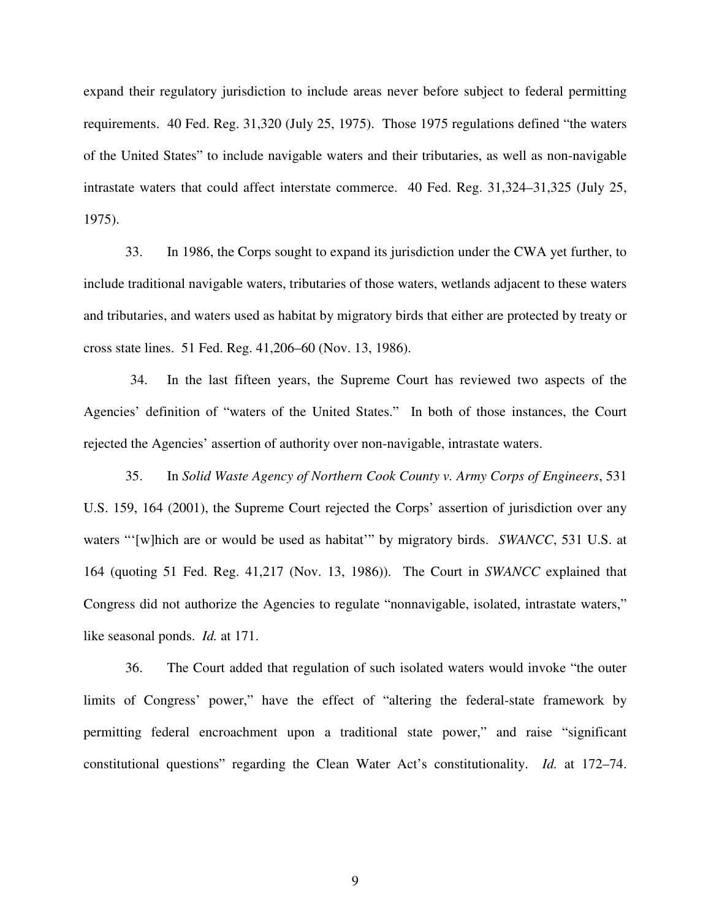expand their regulatory jurisdiction to include areas never before subject to federal permitting requirements. 40 Fed. Reg. 31,320 (July 25, 1975). Those 1975 regulations defined "the waters of the United States" to include navigable waters and their tributaries, as well as non-navigable intrastate waters that could affect interstate commerce. 40 Fed. Reg. 31,324–31,325 (July 25, 1975).

33. In 1986, the Corps sought to expand its jurisdiction under the CWA yet further, to include traditional navigable waters, tributaries of those waters, wetlands adjacent to these waters and tributaries, and waters used as habitat by migratory birds that either are protected by treaty or cross state lines. 51 Fed. Reg. 41,206–60 (Nov. 13, 1986).

34. In the last fifteen years, the Supreme Court has reviewed two aspects of the Agencies' definition of "waters of the United States." In both of those instances, the Court rejected the Agencies' assertion of authority over non-navigable, intrastate waters.

35. In *Solid Waste Agency of Northern Cook County v. Army Corps of Engineers*, 531 U.S. 159, 164 (2001), the Supreme Court rejected the Corps' assertion of jurisdiction over any waters "'[w]hich are or would be used as habitat'" by migratory birds. *SWANCC*, 531 U.S. at 164 (quoting 51 Fed. Reg. 41,217 (Nov. 13, 1986)). The Court in *SWANCC* explained that Congress did not authorize the Agencies to regulate "nonnavigable, isolated, intrastate waters," like seasonal ponds. *Id.* at 171.

36. The Court added that regulation of such isolated waters would invoke "the outer limits of Congress' power," have the effect of "altering the federal-state framework by permitting federal encroachment upon a traditional state power," and raise "significant constitutional questions" regarding the Clean Water Act's constitutionality. *Id.* at 172–74.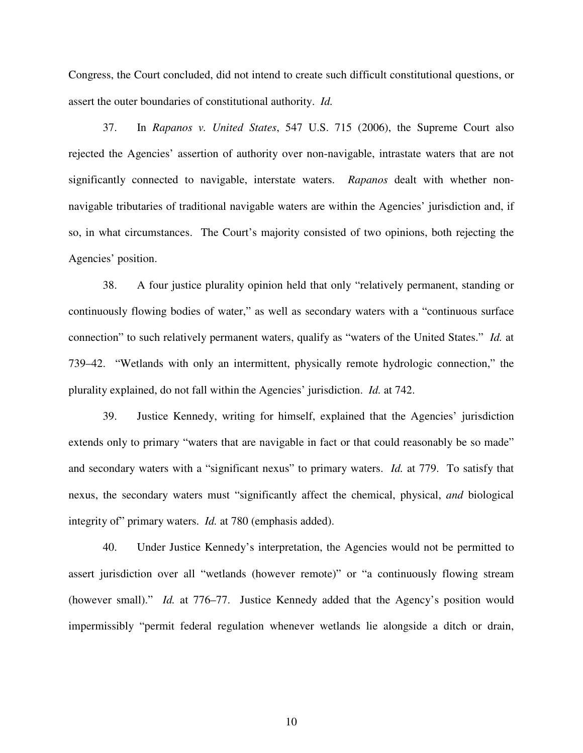Congress, the Court concluded, did not intend to create such difficult constitutional questions, or assert the outer boundaries of constitutional authority. *Id.*

37. In *Rapanos v. United States*, 547 U.S. 715 (2006), the Supreme Court also rejected the Agencies' assertion of authority over non-navigable, intrastate waters that are not significantly connected to navigable, interstate waters. *Rapanos* dealt with whether non-navigable tributaries of traditional navigable waters are within the Agencies' jurisdiction and, if so, in what circumstances. The Court's majority consisted of two opinions, both rejecting the Agencies' position.

38. A four justice plurality opinion held that only "relatively permanent, standing or continuously flowing bodies of water," as well as secondary waters with a "continuous surface connection" to such relatively permanent waters, qualify as "waters of the United States." *Id.* at 739–42. "Wetlands with only an intermittent, physically remote hydrologic connection," the plurality explained, do not fall within the Agencies' jurisdiction. *Id.* at 742.

39. Justice Kennedy, writing for himself, explained that the Agencies' jurisdiction extends only to primary "waters that are navigable in fact or that could reasonably be so made" and secondary waters with a "significant nexus" to primary waters. *Id.* at 779. To satisfy that nexus, the secondary waters must "significantly affect the chemical, physical, *and* biological integrity of" primary waters. *Id.* at 780 (emphasis added).

40. Under Justice Kennedy's interpretation, the Agencies would not be permitted to assert jurisdiction over all "wetlands (however remote)" or "a continuously flowing stream (however small)." *Id.* at 776–77. Justice Kennedy added that the Agency's position would impermissibly "permit federal regulation whenever wetlands lie alongside a ditch or drain,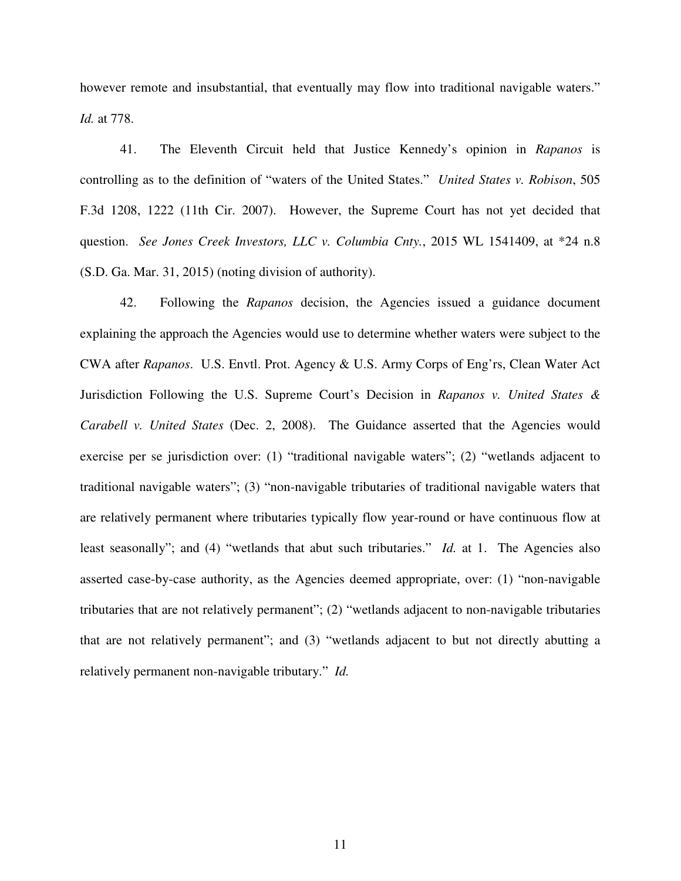however remote and insubstantial, that eventually may flow into traditional navigable waters." *Id.* at 778.

41. The Eleventh Circuit held that Justice Kennedy's opinion in *Rapanos* is controlling as to the definition of "waters of the United States." *United States v. Robison*, 505 F.3d 1208, 1222 (11th Cir. 2007). However, the Supreme Court has not yet decided that question. *See Jones Creek Investors, LLC v. Columbia Cnty.*, 2015 WL 1541409, at *24 n.8 (S.D. Ga. Mar. 31, 2015) (noting division of authority).

42. Following the *Rapanos* decision, the Agencies issued a guidance document explaining the approach the Agencies would use to determine whether waters were subject to the CWA after *Rapanos*. U.S. Envtl. Prot. Agency & U.S. Army Corps of Eng'rs, Clean Water Act Jurisdiction Following the U.S. Supreme Court's Decision in *Rapanos v. United States & Carabell v. United States* (Dec. 2, 2008). The Guidance asserted that the Agencies would exercise per se jurisdiction over: (1) "traditional navigable waters"; (2) "wetlands adjacent to traditional navigable waters"; (3) "non-navigable tributaries of traditional navigable waters that are relatively permanent where tributaries typically flow year-round or have continuous flow at least seasonally"; and (4) "wetlands that abut such tributaries." *Id.* at 1. The Agencies also asserted case-by-case authority, as the Agencies deemed appropriate, over: (1) "non-navigable tributaries that are not relatively permanent"; (2) "wetlands adjacent to non-navigable tributaries that are not relatively permanent"; and (3) "wetlands adjacent to but not directly abutting a relatively permanent non-navigable tributary." *Id.*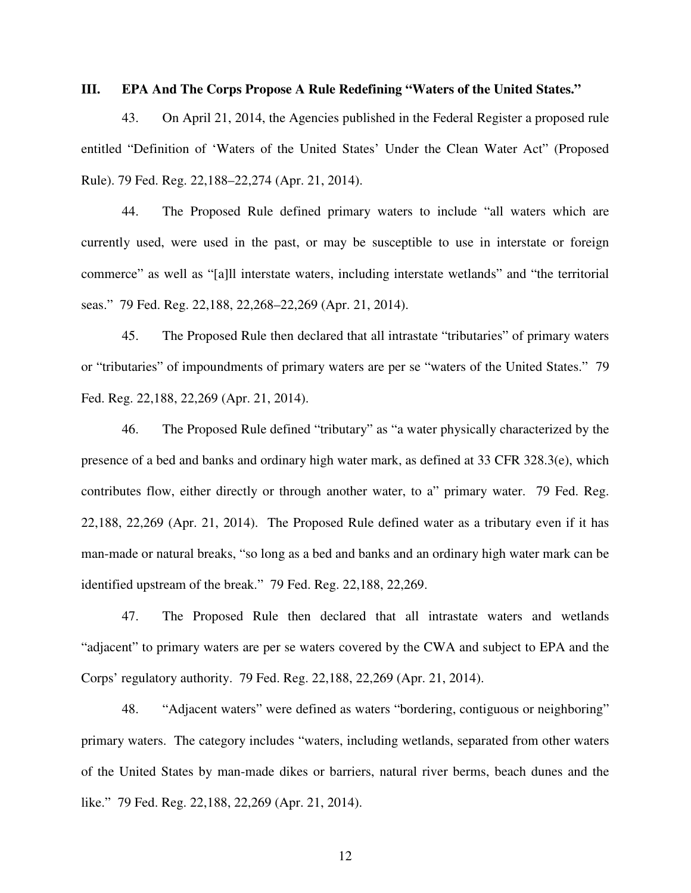## III. EPA And The Corps Propose A Rule Redefining "Waters of the United States."

43. On April 21, 2014, the Agencies published in the Federal Register a proposed rule entitled "Definition of 'Waters of the United States' Under the Clean Water Act" (Proposed Rule). 79 Fed. Reg. 22,188–22,274 (Apr. 21, 2014).

44. The Proposed Rule defined primary waters to include "all waters which are currently used, were used in the past, or may be susceptible to use in interstate or foreign commerce" as well as "[a]ll interstate waters, including interstate wetlands" and "the territorial seas." 79 Fed. Reg. 22,188, 22,268–22,269 (Apr. 21, 2014).

45. The Proposed Rule then declared that all intrastate "tributaries" of primary waters or "tributaries" of impoundments of primary waters are per se "waters of the United States." 79 Fed. Reg. 22,188, 22,269 (Apr. 21, 2014).

46. The Proposed Rule defined "tributary" as "a water physically characterized by the presence of a bed and banks and ordinary high water mark, as defined at 33 CFR 328.3(e), which contributes flow, either directly or through another water, to a" primary water. 79 Fed. Reg. 22,188, 22,269 (Apr. 21, 2014). The Proposed Rule defined water as a tributary even if it has man-made or natural breaks, "so long as a bed and banks and an ordinary high water mark can be identified upstream of the break." 79 Fed. Reg. 22,188, 22,269.

47. The Proposed Rule then declared that all intrastate waters and wetlands "adjacent" to primary waters are per se waters covered by the CWA and subject to EPA and the Corps' regulatory authority. 79 Fed. Reg. 22,188, 22,269 (Apr. 21, 2014).

48. "Adjacent waters" were defined as waters "bordering, contiguous or neighboring" primary waters. The category includes "waters, including wetlands, separated from other waters of the United States by man-made dikes or barriers, natural river berms, beach dunes and the like." 79 Fed. Reg. 22,188, 22,269 (Apr. 21, 2014).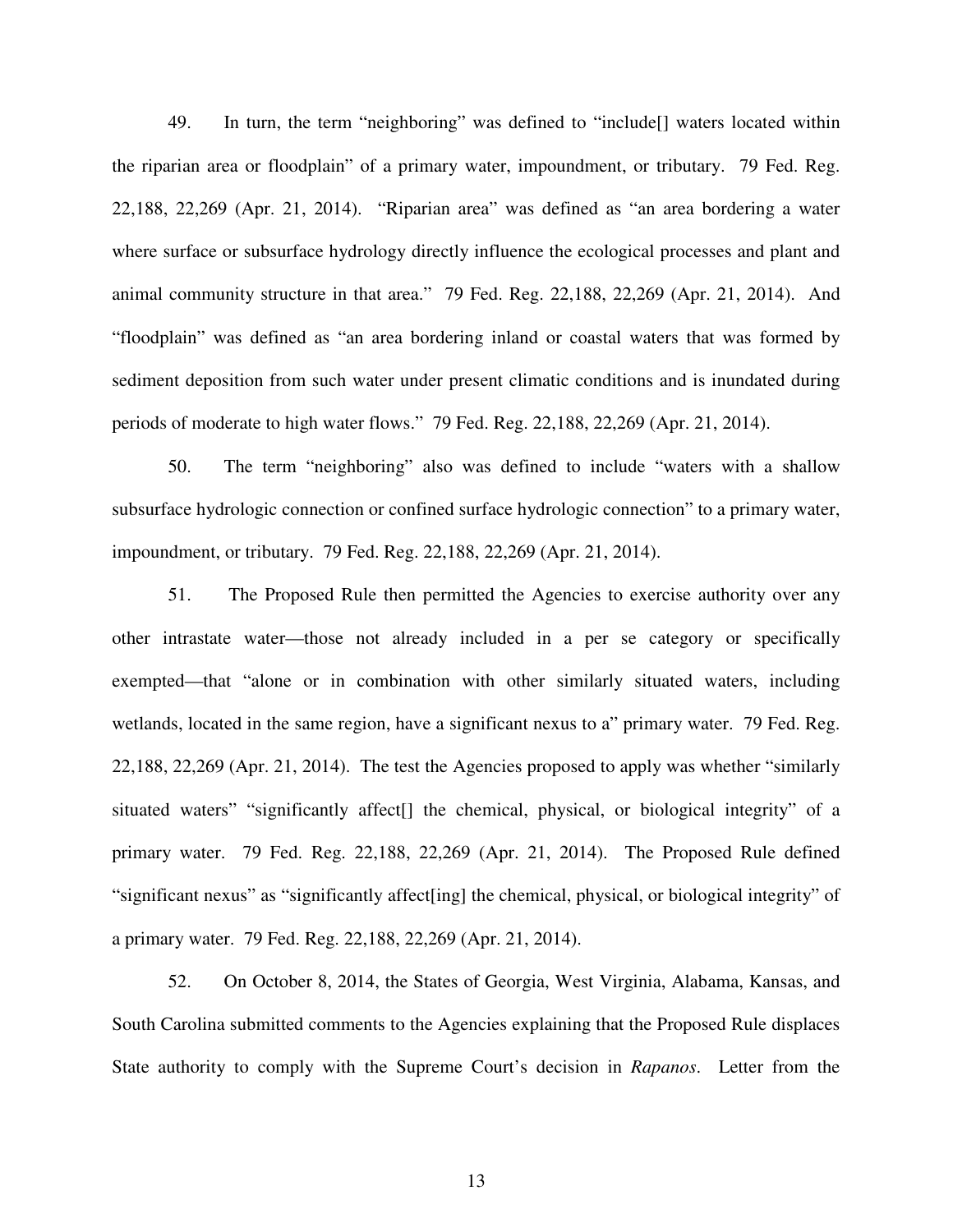49. In turn, the term "neighboring" was defined to "include[] waters located within the riparian area or floodplain" of a primary water, impoundment, or tributary. 79 Fed. Reg. 22,188, 22,269 (Apr. 21, 2014). "Riparian area" was defined as "an area bordering a water where surface or subsurface hydrology directly influence the ecological processes and plant and animal community structure in that area." 79 Fed. Reg. 22,188, 22,269 (Apr. 21, 2014). And "floodplain" was defined as "an area bordering inland or coastal waters that was formed by sediment deposition from such water under present climatic conditions and is inundated during periods of moderate to high water flows." 79 Fed. Reg. 22,188, 22,269 (Apr. 21, 2014).

50. The term "neighboring" also was defined to include "waters with a shallow subsurface hydrologic connection or confined surface hydrologic connection" to a primary water, impoundment, or tributary. 79 Fed. Reg. 22,188, 22,269 (Apr. 21, 2014).

51. The Proposed Rule then permitted the Agencies to exercise authority over any other intrastate water—those not already included in a per se category or specifically exempted—that "alone or in combination with other similarly situated waters, including wetlands, located in the same region, have a significant nexus to a" primary water. 79 Fed. Reg. 22,188, 22,269 (Apr. 21, 2014). The test the Agencies proposed to apply was whether "similarly situated waters" "significantly affect[] the chemical, physical, or biological integrity" of a primary water. 79 Fed. Reg. 22,188, 22,269 (Apr. 21, 2014). The Proposed Rule defined "significant nexus" as "significantly affect[ing] the chemical, physical, or biological integrity" of a primary water. 79 Fed. Reg. 22,188, 22,269 (Apr. 21, 2014).

52. On October 8, 2014, the States of Georgia, West Virginia, Alabama, Kansas, and South Carolina submitted comments to the Agencies explaining that the Proposed Rule displaces State authority to comply with the Supreme Court's decision in *Rapanos*. Letter from the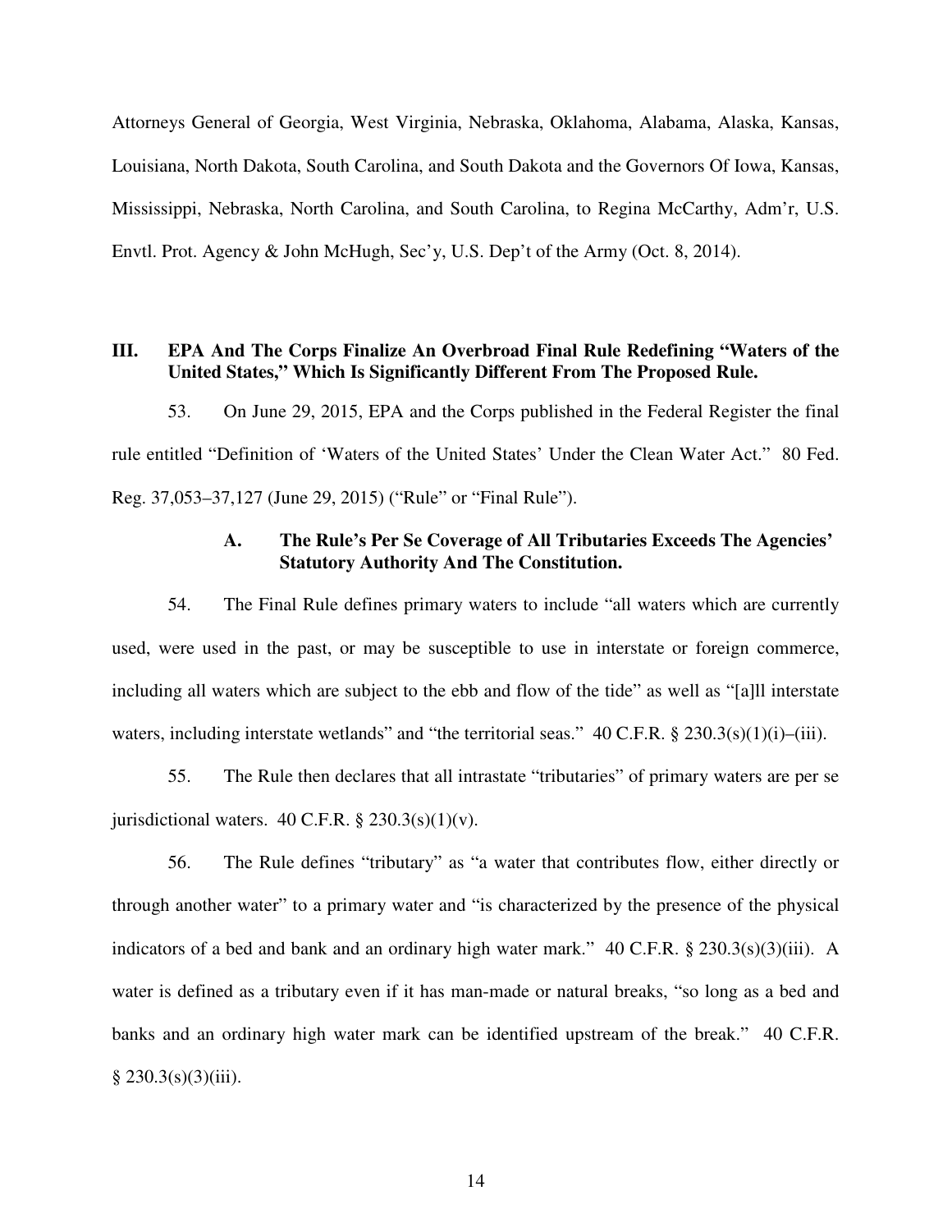Attorneys General of Georgia, West Virginia, Nebraska, Oklahoma, Alabama, Alaska, Kansas, Louisiana, North Dakota, South Carolina, and South Dakota and the Governors Of Iowa, Kansas, Mississippi, Nebraska, North Carolina, and South Carolina, to Regina McCarthy, Adm'r, U.S. Envtl. Prot. Agency & John McHugh, Sec'y, U.S. Dep't of the Army (Oct. 8, 2014).

## III. EPA And The Corps Finalize An Overbroad Final Rule Redefining "Waters of the United States," Which Is Significantly Different From The Proposed Rule.

53. On June 29, 2015, EPA and the Corps published in the Federal Register the final rule entitled "Definition of 'Waters of the United States' Under the Clean Water Act." 80 Fed. Reg. 37,053–37,127 (June 29, 2015) ("Rule" or "Final Rule").

### A. The Rule's Per Se Coverage of All Tributaries Exceeds The Agencies' Statutory Authority And The Constitution.

54. The Final Rule defines primary waters to include "all waters which are currently used, were used in the past, or may be susceptible to use in interstate or foreign commerce, including all waters which are subject to the ebb and flow of the tide" as well as "[a]ll interstate waters, including interstate wetlands" and "the territorial seas." 40 C.F.R. § 230.3(s)(1)(i)–(iii).

55. The Rule then declares that all intrastate "tributaries" of primary waters are per se jurisdictional waters. 40 C.F.R. § 230.3(s)(1)(v).

56. The Rule defines "tributary" as "a water that contributes flow, either directly or through another water" to a primary water and "is characterized by the presence of the physical indicators of a bed and bank and an ordinary high water mark." 40 C.F.R. § 230.3(s)(3)(iii). A water is defined as a tributary even if it has man-made or natural breaks, "so long as a bed and banks and an ordinary high water mark can be identified upstream of the break." 40 C.F.R. § 230.3(s)(3)(iii).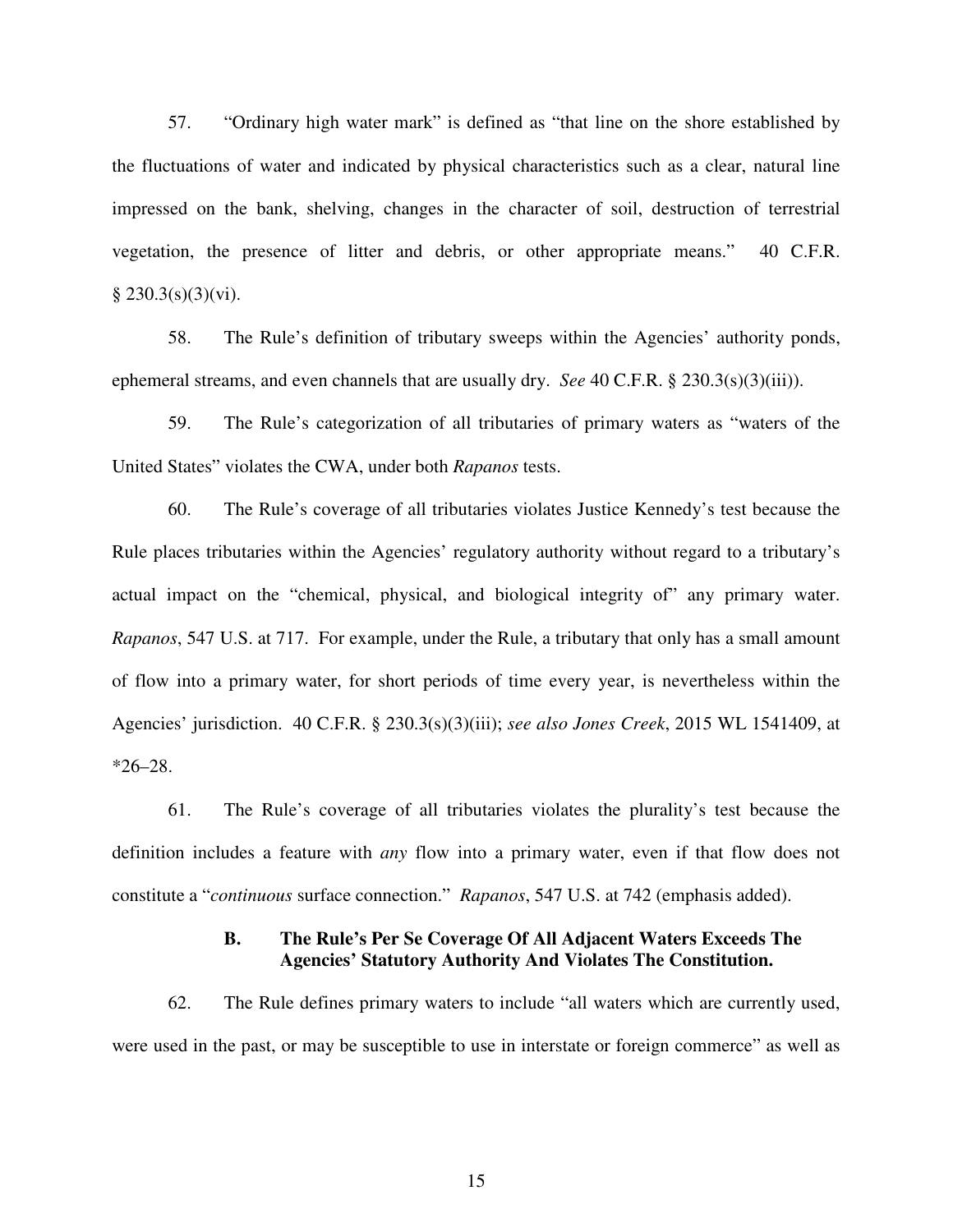57. "Ordinary high water mark" is defined as "that line on the shore established by the fluctuations of water and indicated by physical characteristics such as a clear, natural line impressed on the bank, shelving, changes in the character of soil, destruction of terrestrial vegetation, the presence of litter and debris, or other appropriate means." 40 C.F.R. § 230.3(s)(3)(vi).

58. The Rule's definition of tributary sweeps within the Agencies' authority ponds, ephemeral streams, and even channels that are usually dry. *See* 40 C.F.R. § 230.3(s)(3)(iii)).

59. The Rule's categorization of all tributaries of primary waters as "waters of the United States" violates the CWA, under both *Rapanos* tests.

60. The Rule's coverage of all tributaries violates Justice Kennedy's test because the Rule places tributaries within the Agencies' regulatory authority without regard to a tributary's actual impact on the "chemical, physical, and biological integrity of" any primary water. *Rapanos*, 547 U.S. at 717. For example, under the Rule, a tributary that only has a small amount of flow into a primary water, for short periods of time every year, is nevertheless within the Agencies' jurisdiction. 40 C.F.R. § 230.3(s)(3)(iii); *see also Jones Creek*, 2015 WL 1541409, at *26–28.

61. The Rule's coverage of all tributaries violates the plurality's test because the definition includes a feature with *any* flow into a primary water, even if that flow does not constitute a "*continuous* surface connection." *Rapanos*, 547 U.S. at 742 (emphasis added).

### B. The Rule's Per Se Coverage Of All Adjacent Waters Exceeds The Agencies' Statutory Authority And Violates The Constitution.

62. The Rule defines primary waters to include "all waters which are currently used, were used in the past, or may be susceptible to use in interstate or foreign commerce" as well as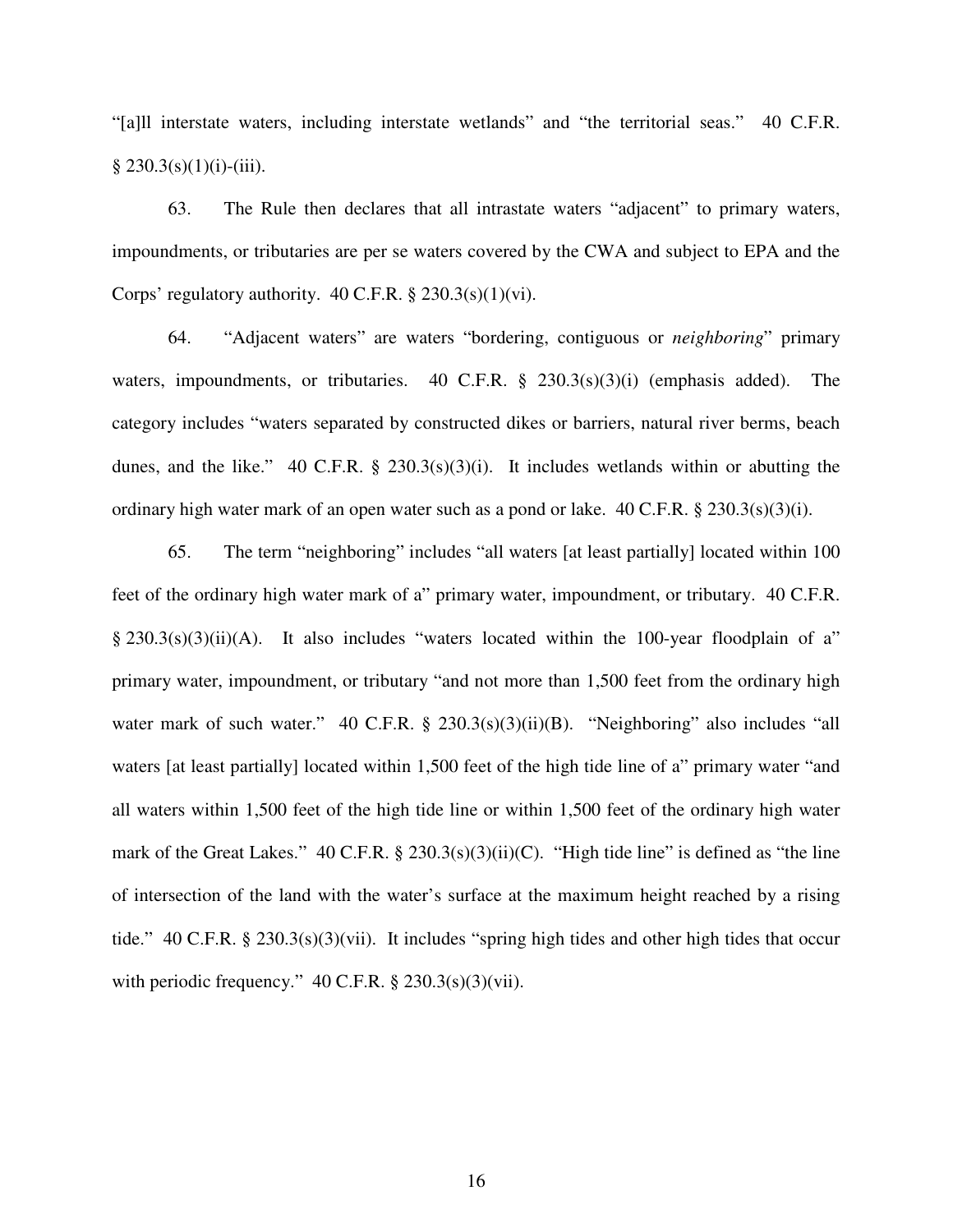"[a]ll interstate waters, including interstate wetlands" and "the territorial seas." 40 C.F.R. § 230.3(s)(1)(i)-(iii).

63. The Rule then declares that all intrastate waters "adjacent" to primary waters, impoundments, or tributaries are per se waters covered by the CWA and subject to EPA and the Corps' regulatory authority. 40 C.F.R. § 230.3(s)(1)(vi).

64. "Adjacent waters" are waters "bordering, contiguous or *neighboring*" primary waters, impoundments, or tributaries. 40 C.F.R. § 230.3(s)(3)(i) (emphasis added). The category includes "waters separated by constructed dikes or barriers, natural river berms, beach dunes, and the like." 40 C.F.R. § 230.3(s)(3)(i). It includes wetlands within or abutting the ordinary high water mark of an open water such as a pond or lake. 40 C.F.R. § 230.3(s)(3)(i).

65. The term "neighboring" includes "all waters [at least partially] located within 100 feet of the ordinary high water mark of a" primary water, impoundment, or tributary. 40 C.F.R. § 230.3(s)(3)(ii)(A). It also includes "waters located within the 100-year floodplain of a" primary water, impoundment, or tributary "and not more than 1,500 feet from the ordinary high water mark of such water." 40 C.F.R. § 230.3(s)(3)(ii)(B). "Neighboring" also includes "all waters [at least partially] located within 1,500 feet of the high tide line of a" primary water "and all waters within 1,500 feet of the high tide line or within 1,500 feet of the ordinary high water mark of the Great Lakes." 40 C.F.R. § 230.3(s)(3)(ii)(C). "High tide line" is defined as "the line of intersection of the land with the water's surface at the maximum height reached by a rising tide." 40 C.F.R. § 230.3(s)(3)(vii). It includes "spring high tides and other high tides that occur with periodic frequency." 40 C.F.R. § 230.3(s)(3)(vii).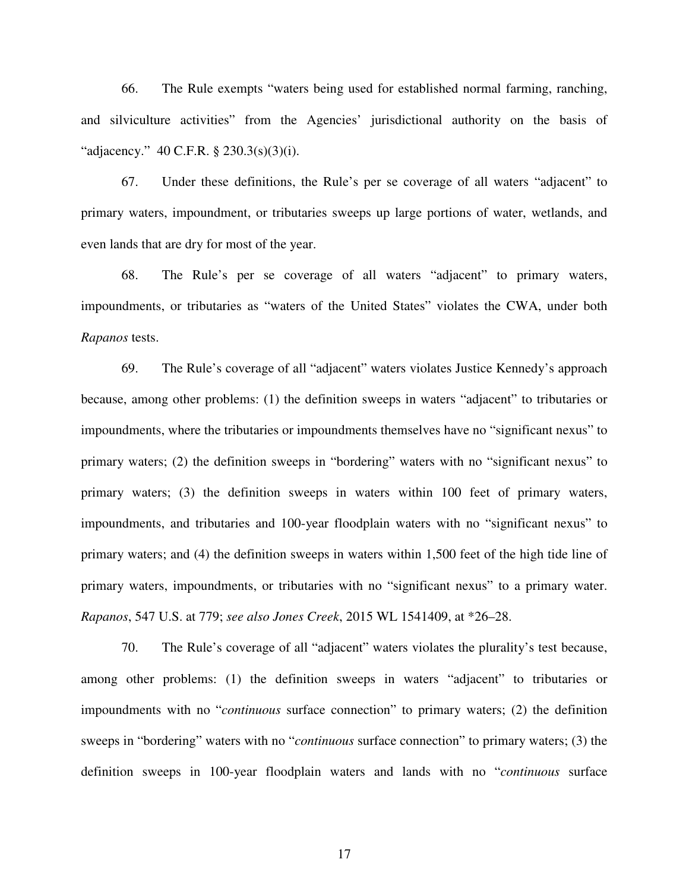66. The Rule exempts "waters being used for established normal farming, ranching, and silviculture activities" from the Agencies' jurisdictional authority on the basis of "adjacency." 40 C.F.R. § 230.3(s)(3)(i).

67. Under these definitions, the Rule's per se coverage of all waters "adjacent" to primary waters, impoundment, or tributaries sweeps up large portions of water, wetlands, and even lands that are dry for most of the year.

68. The Rule's per se coverage of all waters "adjacent" to primary waters, impoundments, or tributaries as "waters of the United States" violates the CWA, under both *Rapanos* tests.

69. The Rule's coverage of all "adjacent" waters violates Justice Kennedy's approach because, among other problems: (1) the definition sweeps in waters "adjacent" to tributaries or impoundments, where the tributaries or impoundments themselves have no "significant nexus" to primary waters; (2) the definition sweeps in "bordering" waters with no "significant nexus" to primary waters; (3) the definition sweeps in waters within 100 feet of primary waters, impoundments, and tributaries and 100-year floodplain waters with no "significant nexus" to primary waters; and (4) the definition sweeps in waters within 1,500 feet of the high tide line of primary waters, impoundments, or tributaries with no "significant nexus" to a primary water. *Rapanos*, 547 U.S. at 779; *see also Jones Creek*, 2015 WL 1541409, at *26–28.

70. The Rule's coverage of all "adjacent" waters violates the plurality's test because, among other problems: (1) the definition sweeps in waters "adjacent" to tributaries or impoundments with no "*continuous* surface connection" to primary waters; (2) the definition sweeps in "bordering" waters with no "*continuous* surface connection" to primary waters; (3) the definition sweeps in 100-year floodplain waters and lands with no "*continuous* surface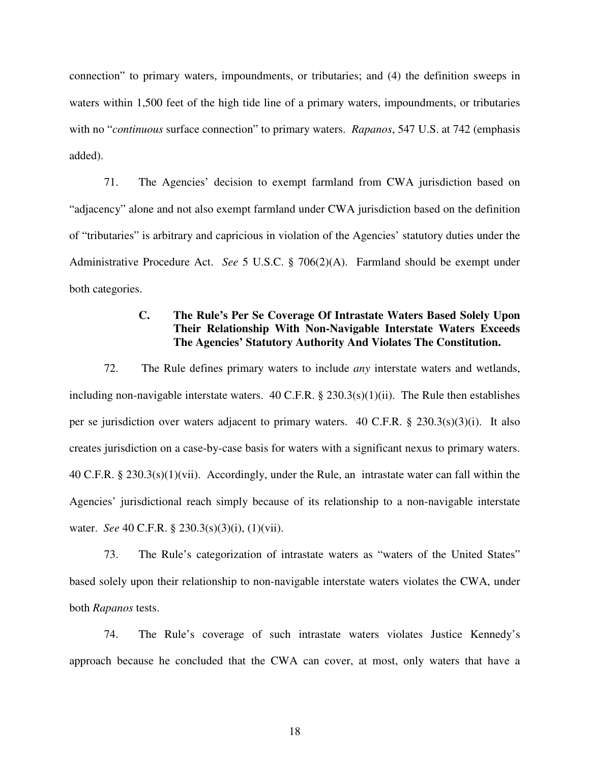connection" to primary waters, impoundments, or tributaries; and (4) the definition sweeps in waters within 1,500 feet of the high tide line of a primary waters, impoundments, or tributaries with no "*continuous* surface connection" to primary waters. *Rapanos*, 547 U.S. at 742 (emphasis added).

71. The Agencies' decision to exempt farmland from CWA jurisdiction based on "adjacency" alone and not also exempt farmland under CWA jurisdiction based on the definition of "tributaries" is arbitrary and capricious in violation of the Agencies' statutory duties under the Administrative Procedure Act. *See* 5 U.S.C. § 706(2)(A). Farmland should be exempt under both categories.

### C. The Rule's Per Se Coverage Of Intrastate Waters Based Solely Upon Their Relationship With Non-Navigable Interstate Waters Exceeds The Agencies' Statutory Authority And Violates The Constitution.

72. The Rule defines primary waters to include *any* interstate waters and wetlands, including non-navigable interstate waters. 40 C.F.R. § 230.3(s)(1)(ii). The Rule then establishes per se jurisdiction over waters adjacent to primary waters. 40 C.F.R. § 230.3(s)(3)(i). It also creates jurisdiction on a case-by-case basis for waters with a significant nexus to primary waters. 40 C.F.R. § 230.3(s)(1)(vii). Accordingly, under the Rule, an intrastate water can fall within the Agencies' jurisdictional reach simply because of its relationship to a non-navigable interstate water. *See* 40 C.F.R. § 230.3(s)(3)(i), (1)(vii).

73. The Rule's categorization of intrastate waters as "waters of the United States" based solely upon their relationship to non-navigable interstate waters violates the CWA, under both *Rapanos* tests.

74. The Rule's coverage of such intrastate waters violates Justice Kennedy's approach because he concluded that the CWA can cover, at most, only waters that have a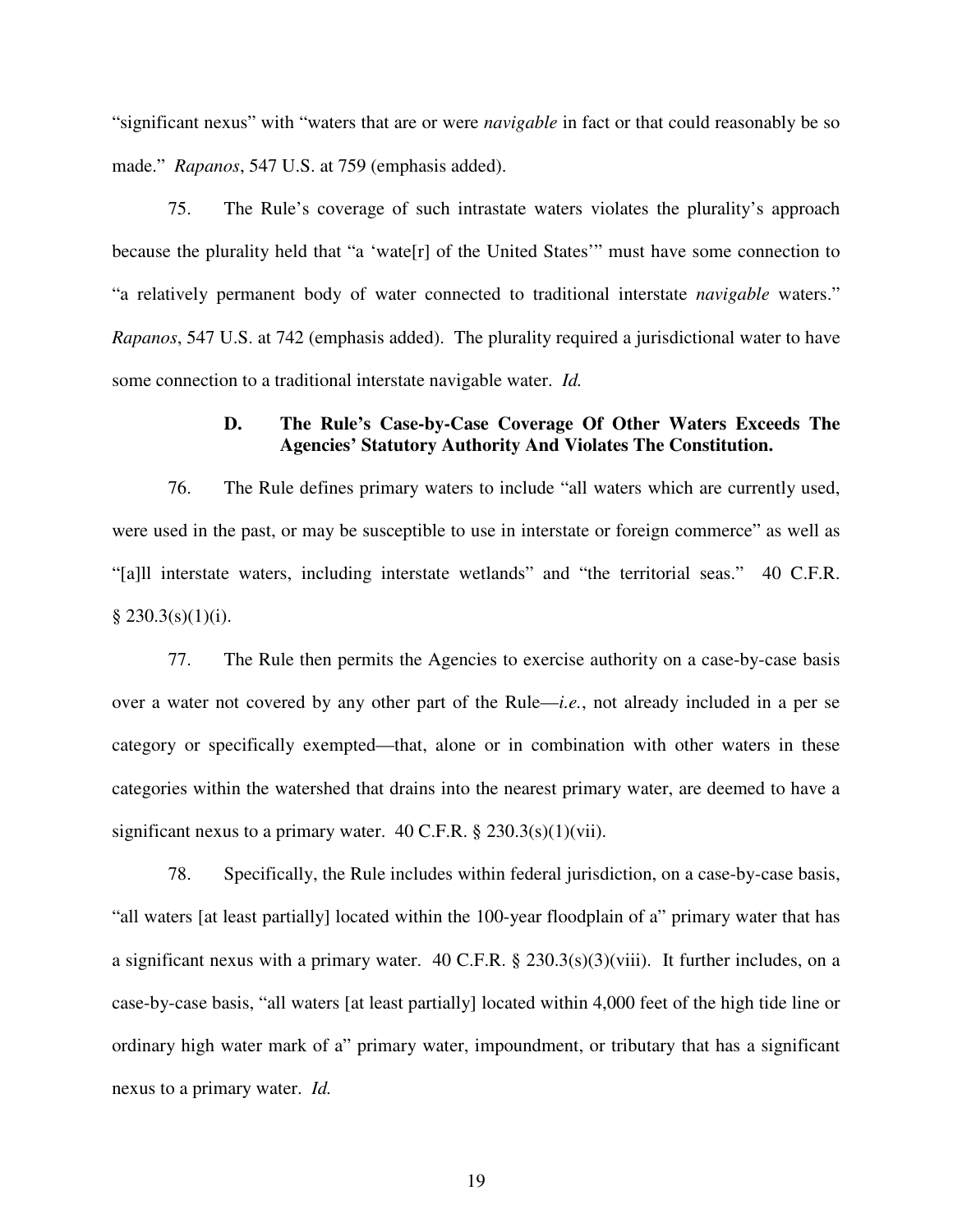"significant nexus" with "waters that are or were *navigable* in fact or that could reasonably be so made." *Rapanos*, 547 U.S. at 759 (emphasis added).

75. The Rule's coverage of such intrastate waters violates the plurality's approach because the plurality held that "a 'wate[r] of the United States'" must have some connection to "a relatively permanent body of water connected to traditional interstate *navigable* waters." *Rapanos*, 547 U.S. at 742 (emphasis added). The plurality required a jurisdictional water to have some connection to a traditional interstate navigable water. *Id.*

### D. The Rule's Case-by-Case Coverage Of Other Waters Exceeds The Agencies' Statutory Authority And Violates The Constitution.

76. The Rule defines primary waters to include "all waters which are currently used, were used in the past, or may be susceptible to use in interstate or foreign commerce" as well as "[a]ll interstate waters, including interstate wetlands" and "the territorial seas." 40 C.F.R. § 230.3(s)(1)(i).

77. The Rule then permits the Agencies to exercise authority on a case-by-case basis over a water not covered by any other part of the Rule—*i.e.*, not already included in a per se category or specifically exempted—that, alone or in combination with other waters in these categories within the watershed that drains into the nearest primary water, are deemed to have a significant nexus to a primary water. 40 C.F.R. § 230.3(s)(1)(vii).

78. Specifically, the Rule includes within federal jurisdiction, on a case-by-case basis, "all waters [at least partially] located within the 100-year floodplain of a" primary water that has a significant nexus with a primary water. 40 C.F.R. § 230.3(s)(3)(viii). It further includes, on a case-by-case basis, "all waters [at least partially] located within 4,000 feet of the high tide line or ordinary high water mark of a" primary water, impoundment, or tributary that has a significant nexus to a primary water. *Id.*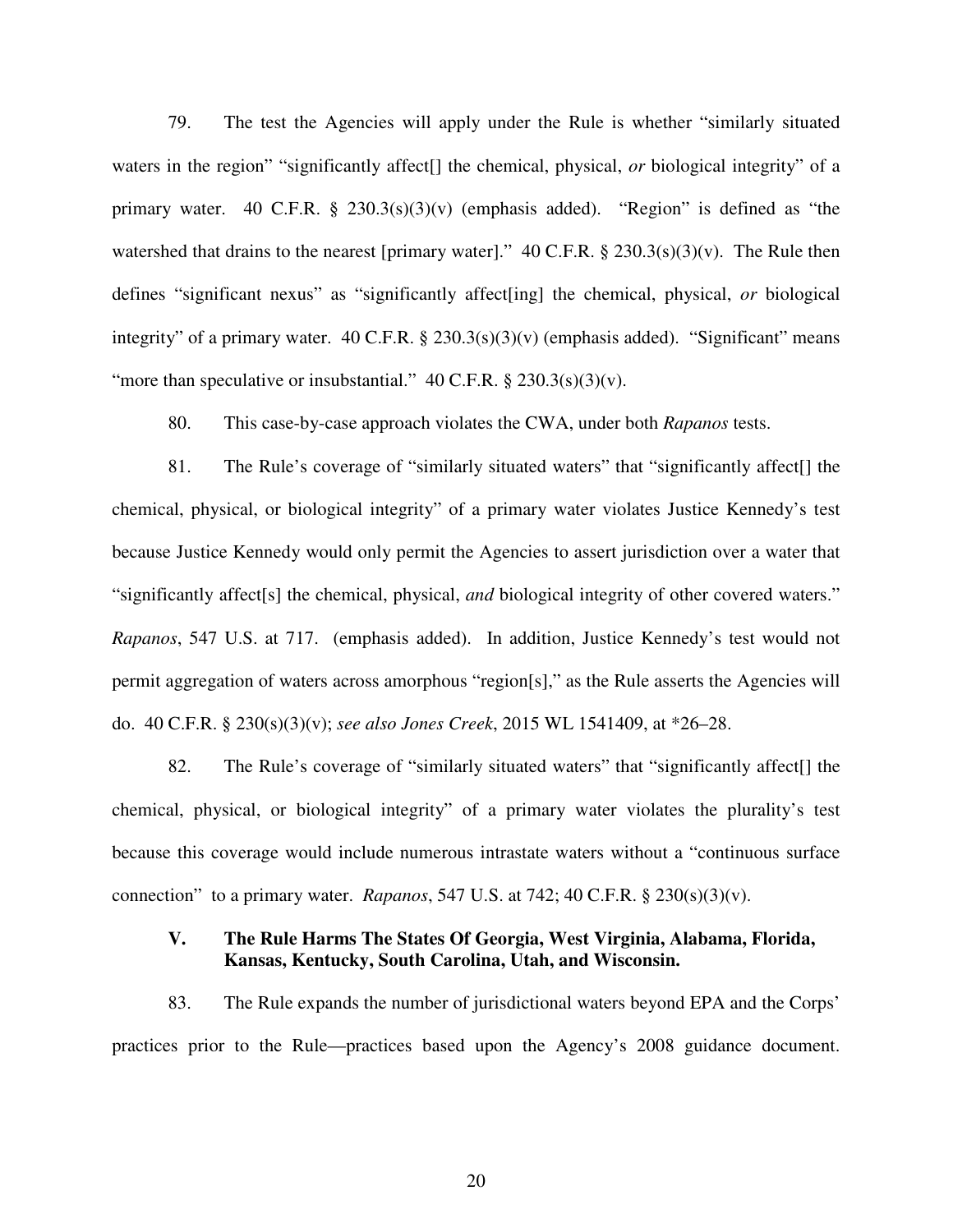79. The test the Agencies will apply under the Rule is whether "similarly situated waters in the region" "significantly affect[] the chemical, physical, *or* biological integrity" of a primary water. 40 C.F.R. § 230.3(s)(3)(v) (emphasis added). "Region" is defined as "the watershed that drains to the nearest [primary water]." 40 C.F.R. § 230.3(s)(3)(v). The Rule then defines "significant nexus" as "significantly affect[ing] the chemical, physical, *or* biological integrity" of a primary water. 40 C.F.R. § 230.3(s)(3)(v) (emphasis added). "Significant" means "more than speculative or insubstantial." 40 C.F.R. § 230.3(s)(3)(v).

80. This case-by-case approach violates the CWA, under both *Rapanos* tests.

81. The Rule's coverage of "similarly situated waters" that "significantly affect[] the chemical, physical, or biological integrity" of a primary water violates Justice Kennedy's test because Justice Kennedy would only permit the Agencies to assert jurisdiction over a water that "significantly affect[s] the chemical, physical, *and* biological integrity of other covered waters." *Rapanos*, 547 U.S. at 717. (emphasis added). In addition, Justice Kennedy's test would not permit aggregation of waters across amorphous "region[s]," as the Rule asserts the Agencies will do. 40 C.F.R. § 230(s)(3)(v); *see also Jones Creek*, 2015 WL 1541409, at *26–28.

82. The Rule's coverage of "similarly situated waters" that "significantly affect[] the chemical, physical, or biological integrity" of a primary water violates the plurality's test because this coverage would include numerous intrastate waters without a "continuous surface connection" to a primary water. *Rapanos*, 547 U.S. at 742; 40 C.F.R. § 230(s)(3)(v).

## V. The Rule Harms The States Of Georgia, West Virginia, Alabama, Florida, Kansas, Kentucky, South Carolina, Utah, and Wisconsin.

83. The Rule expands the number of jurisdictional waters beyond EPA and the Corps' practices prior to the Rule—practices based upon the Agency's 2008 guidance document.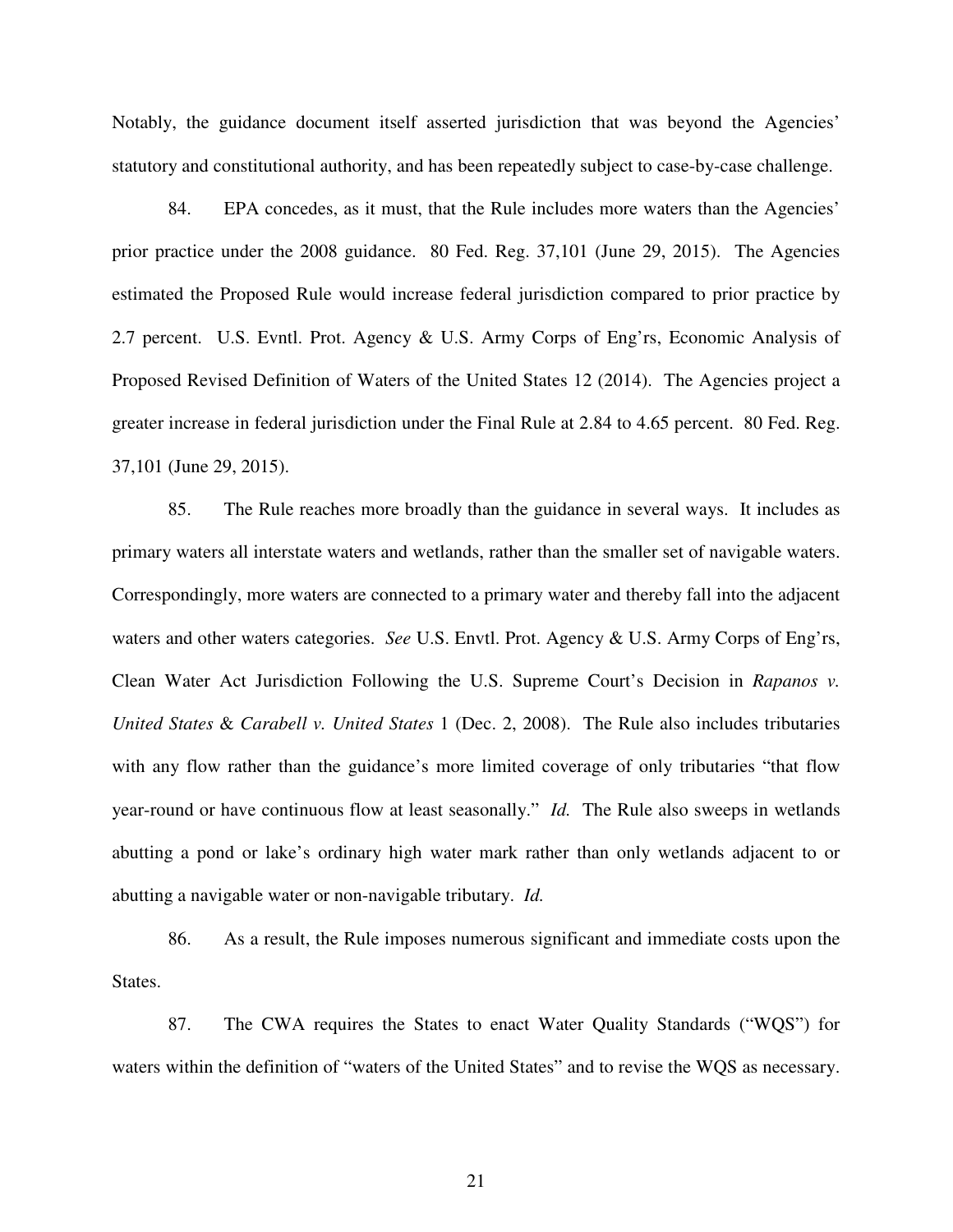Notably, the guidance document itself asserted jurisdiction that was beyond the Agencies' statutory and constitutional authority, and has been repeatedly subject to case-by-case challenge.

84. EPA concedes, as it must, that the Rule includes more waters than the Agencies' prior practice under the 2008 guidance. 80 Fed. Reg. 37,101 (June 29, 2015). The Agencies estimated the Proposed Rule would increase federal jurisdiction compared to prior practice by 2.7 percent. U.S. Evntl. Prot. Agency & U.S. Army Corps of Eng'rs, Economic Analysis of Proposed Revised Definition of Waters of the United States 12 (2014). The Agencies project a greater increase in federal jurisdiction under the Final Rule at 2.84 to 4.65 percent. 80 Fed. Reg. 37,101 (June 29, 2015).

85. The Rule reaches more broadly than the guidance in several ways. It includes as primary waters all interstate waters and wetlands, rather than the smaller set of navigable waters. Correspondingly, more waters are connected to a primary water and thereby fall into the adjacent waters and other waters categories. *See* U.S. Envtl. Prot. Agency & U.S. Army Corps of Eng'rs, Clean Water Act Jurisdiction Following the U.S. Supreme Court's Decision in *Rapanos v. United States* & *Carabell v. United States* 1 (Dec. 2, 2008). The Rule also includes tributaries with any flow rather than the guidance's more limited coverage of only tributaries "that flow year-round or have continuous flow at least seasonally." *Id.* The Rule also sweeps in wetlands abutting a pond or lake's ordinary high water mark rather than only wetlands adjacent to or abutting a navigable water or non-navigable tributary. *Id.*

86. As a result, the Rule imposes numerous significant and immediate costs upon the States.

87. The CWA requires the States to enact Water Quality Standards ("WQS") for waters within the definition of "waters of the United States" and to revise the WQS as necessary.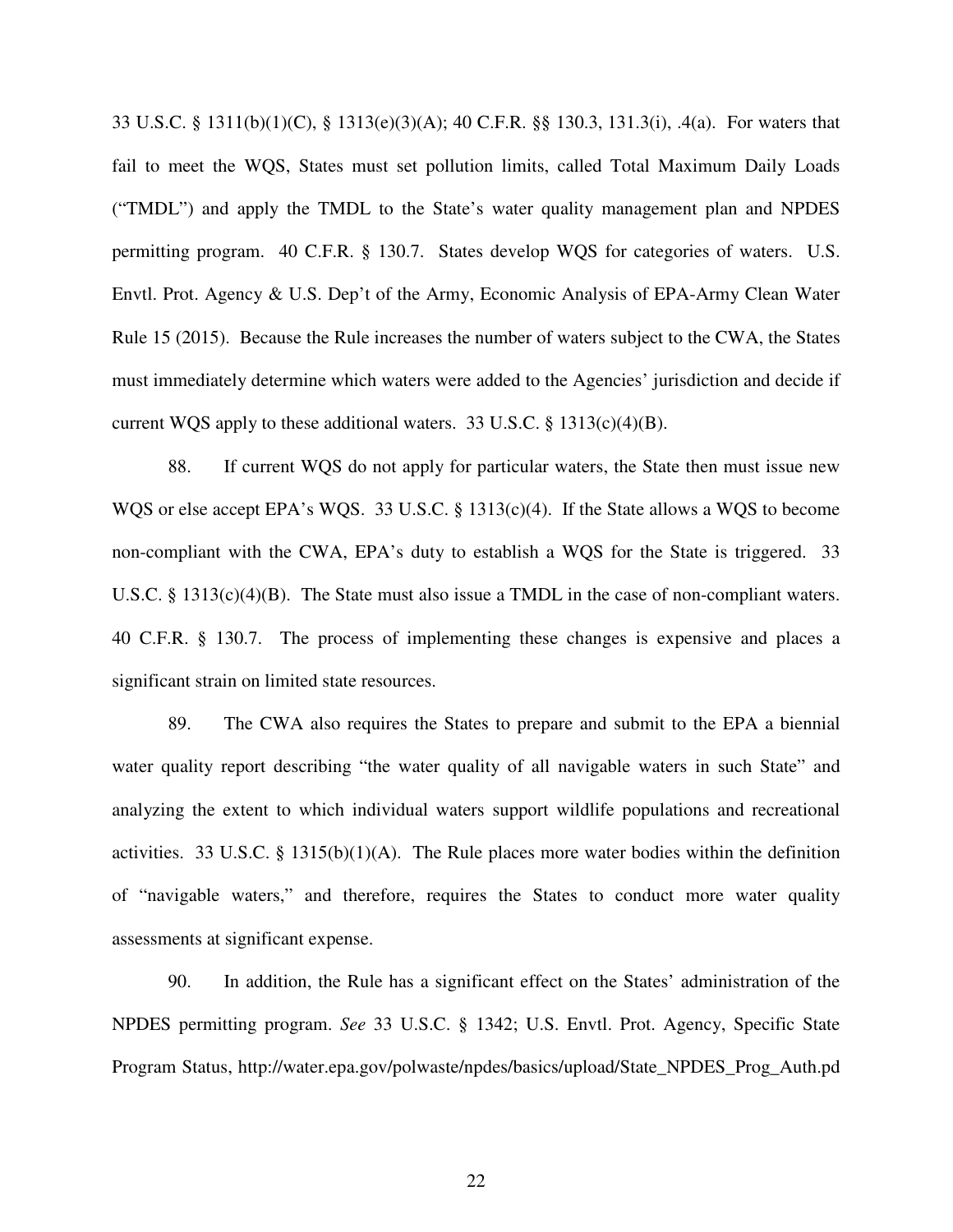33 U.S.C. § 1311(b)(1)(C), § 1313(e)(3)(A); 40 C.F.R. §§ 130.3, 131.3(i), .4(a). For waters that fail to meet the WQS, States must set pollution limits, called Total Maximum Daily Loads ("TMDL") and apply the TMDL to the State's water quality management plan and NPDES permitting program. 40 C.F.R. § 130.7. States develop WQS for categories of waters. U.S. Envtl. Prot. Agency & U.S. Dep't of the Army, Economic Analysis of EPA-Army Clean Water Rule 15 (2015). Because the Rule increases the number of waters subject to the CWA, the States must immediately determine which waters were added to the Agencies' jurisdiction and decide if current WQS apply to these additional waters. 33 U.S.C. § 1313(c)(4)(B).

88. If current WQS do not apply for particular waters, the State then must issue new WQS or else accept EPA's WQS. 33 U.S.C. § 1313(c)(4). If the State allows a WQS to become non-compliant with the CWA, EPA's duty to establish a WQS for the State is triggered. 33 U.S.C. § 1313(c)(4)(B). The State must also issue a TMDL in the case of non-compliant waters. 40 C.F.R. § 130.7. The process of implementing these changes is expensive and places a significant strain on limited state resources.

89. The CWA also requires the States to prepare and submit to the EPA a biennial water quality report describing "the water quality of all navigable waters in such State" and analyzing the extent to which individual waters support wildlife populations and recreational activities. 33 U.S.C. § 1315(b)(1)(A). The Rule places more water bodies within the definition of "navigable waters," and therefore, requires the States to conduct more water quality assessments at significant expense.

90. In addition, the Rule has a significant effect on the States' administration of the NPDES permitting program. *See* 33 U.S.C. § 1342; U.S. Envtl. Prot. Agency, Specific State Program Status, http://water.epa.gov/polwaste/npdes/basics/upload/State_NPDES_Prog_Auth.pd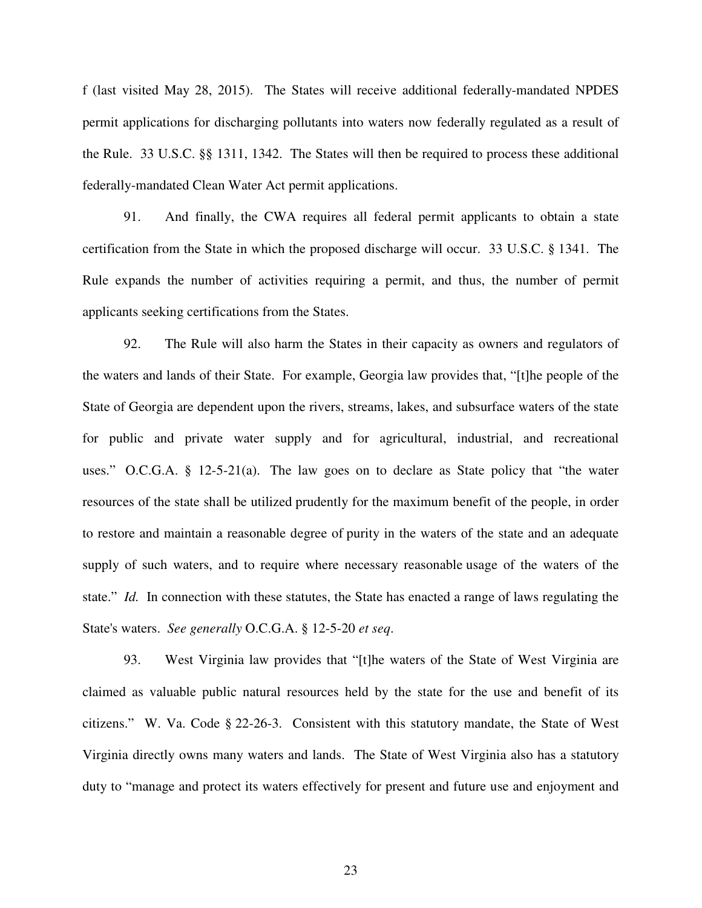f (last visited May 28, 2015). The States will receive additional federally-mandated NPDES permit applications for discharging pollutants into waters now federally regulated as a result of the Rule. 33 U.S.C. §§ 1311, 1342. The States will then be required to process these additional federally-mandated Clean Water Act permit applications.

91. And finally, the CWA requires all federal permit applicants to obtain a state certification from the State in which the proposed discharge will occur. 33 U.S.C. § 1341. The Rule expands the number of activities requiring a permit, and thus, the number of permit applicants seeking certifications from the States.

92. The Rule will also harm the States in their capacity as owners and regulators of the waters and lands of their State. For example, Georgia law provides that, "[t]he people of the State of Georgia are dependent upon the rivers, streams, lakes, and subsurface waters of the state for public and private water supply and for agricultural, industrial, and recreational uses." O.C.G.A. § 12-5-21(a). The law goes on to declare as State policy that "the water resources of the state shall be utilized prudently for the maximum benefit of the people, in order to restore and maintain a reasonable degree of purity in the waters of the state and an adequate supply of such waters, and to require where necessary reasonable usage of the waters of the state." *Id.* In connection with these statutes, the State has enacted a range of laws regulating the State's waters. *See generally* O.C.G.A. § 12-5-20 *et seq*.

93. West Virginia law provides that "[t]he waters of the State of West Virginia are claimed as valuable public natural resources held by the state for the use and benefit of its citizens." W. Va. Code § 22-26-3. Consistent with this statutory mandate, the State of West Virginia directly owns many waters and lands. The State of West Virginia also has a statutory duty to "manage and protect its waters effectively for present and future use and enjoyment and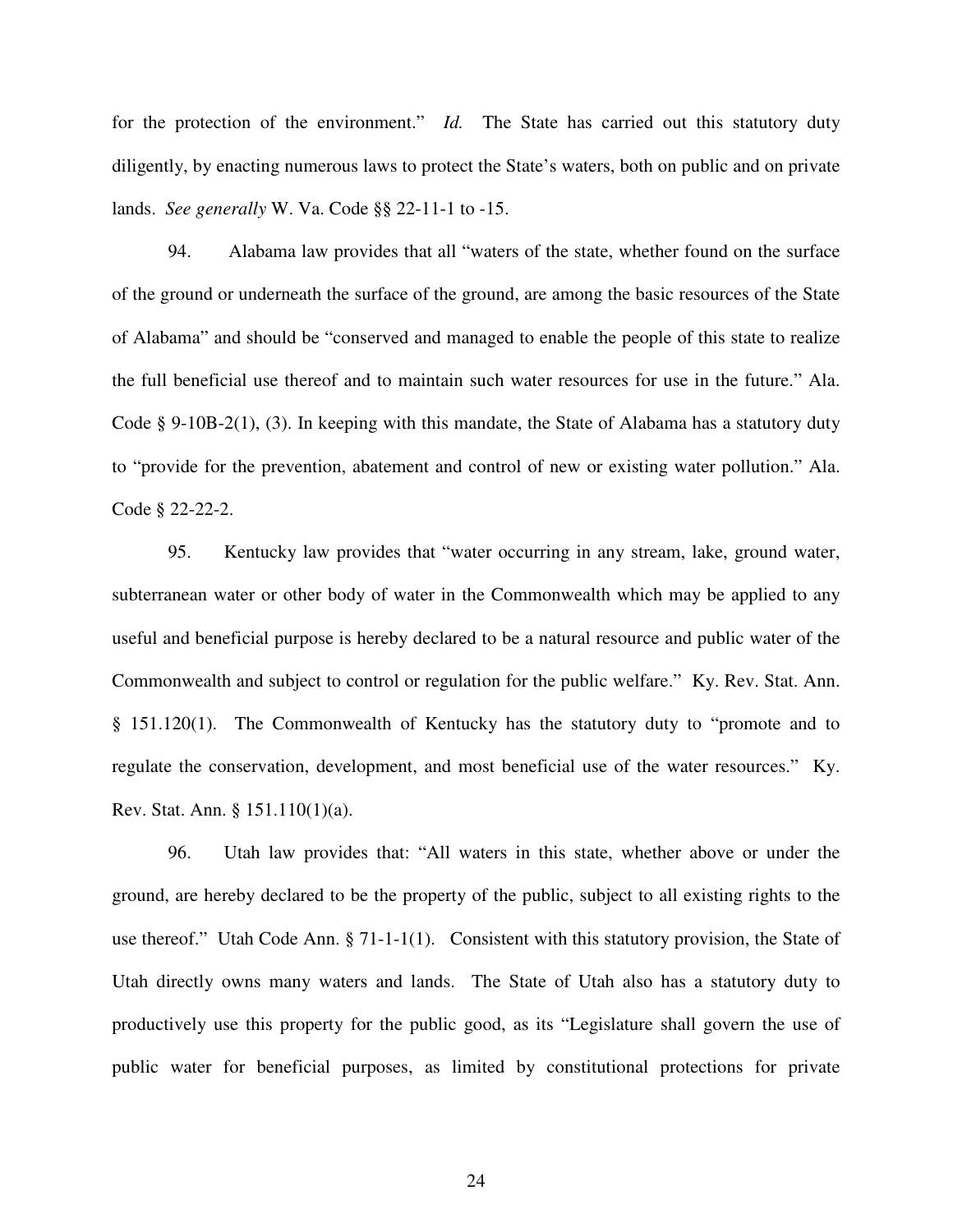for the protection of the environment." *Id.* The State has carried out this statutory duty diligently, by enacting numerous laws to protect the State's waters, both on public and on private lands. *See generally* W. Va. Code §§ 22-11-1 to -15.

94. Alabama law provides that all "waters of the state, whether found on the surface of the ground or underneath the surface of the ground, are among the basic resources of the State of Alabama" and should be "conserved and managed to enable the people of this state to realize the full beneficial use thereof and to maintain such water resources for use in the future." Ala. Code § 9-10B-2(1), (3). In keeping with this mandate, the State of Alabama has a statutory duty to "provide for the prevention, abatement and control of new or existing water pollution." Ala. Code § 22-22-2.

95. Kentucky law provides that "water occurring in any stream, lake, ground water, subterranean water or other body of water in the Commonwealth which may be applied to any useful and beneficial purpose is hereby declared to be a natural resource and public water of the Commonwealth and subject to control or regulation for the public welfare." Ky. Rev. Stat. Ann. § 151.120(1). The Commonwealth of Kentucky has the statutory duty to "promote and to regulate the conservation, development, and most beneficial use of the water resources." Ky. Rev. Stat. Ann. § 151.110(1)(a).

96. Utah law provides that: "All waters in this state, whether above or under the ground, are hereby declared to be the property of the public, subject to all existing rights to the use thereof." Utah Code Ann. § 71-1-1(1). Consistent with this statutory provision, the State of Utah directly owns many waters and lands. The State of Utah also has a statutory duty to productively use this property for the public good, as its "Legislature shall govern the use of public water for beneficial purposes, as limited by constitutional protections for private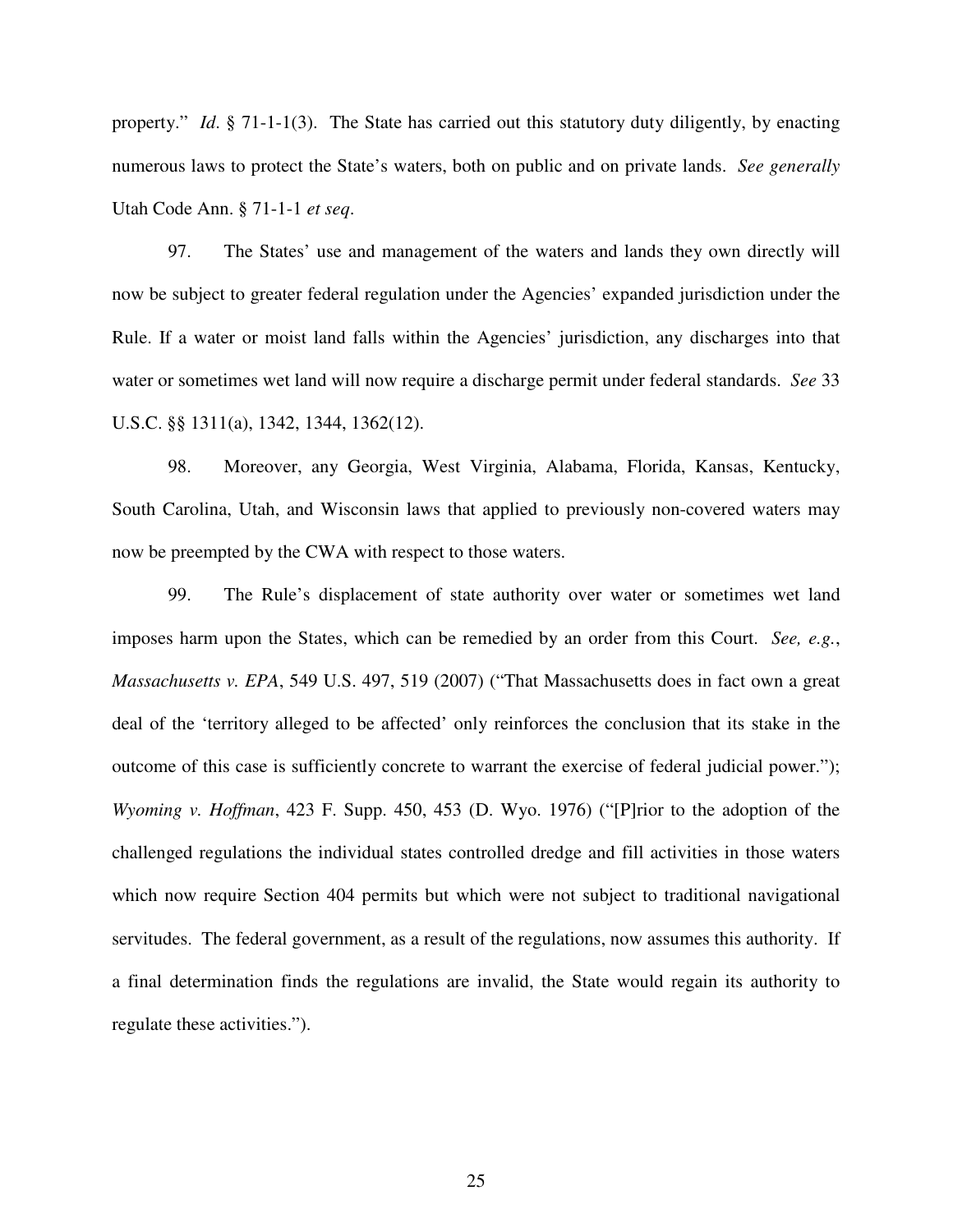property." *Id*. § 71-1-1(3). The State has carried out this statutory duty diligently, by enacting numerous laws to protect the State's waters, both on public and on private lands. *See generally* Utah Code Ann. § 71-1-1 *et seq*.

97. The States' use and management of the waters and lands they own directly will now be subject to greater federal regulation under the Agencies' expanded jurisdiction under the Rule. If a water or moist land falls within the Agencies' jurisdiction, any discharges into that water or sometimes wet land will now require a discharge permit under federal standards. *See* 33 U.S.C. §§ 1311(a), 1342, 1344, 1362(12).

98. Moreover, any Georgia, West Virginia, Alabama, Florida, Kansas, Kentucky, South Carolina, Utah, and Wisconsin laws that applied to previously non-covered waters may now be preempted by the CWA with respect to those waters.

99. The Rule's displacement of state authority over water or sometimes wet land imposes harm upon the States, which can be remedied by an order from this Court. *See, e.g.*, *Massachusetts v. EPA*, 549 U.S. 497, 519 (2007) ("That Massachusetts does in fact own a great deal of the 'territory alleged to be affected' only reinforces the conclusion that its stake in the outcome of this case is sufficiently concrete to warrant the exercise of federal judicial power."); *Wyoming v. Hoffman*, 423 F. Supp. 450, 453 (D. Wyo. 1976) ("[P]rior to the adoption of the challenged regulations the individual states controlled dredge and fill activities in those waters which now require Section 404 permits but which were not subject to traditional navigational servitudes. The federal government, as a result of the regulations, now assumes this authority. If a final determination finds the regulations are invalid, the State would regain its authority to regulate these activities.").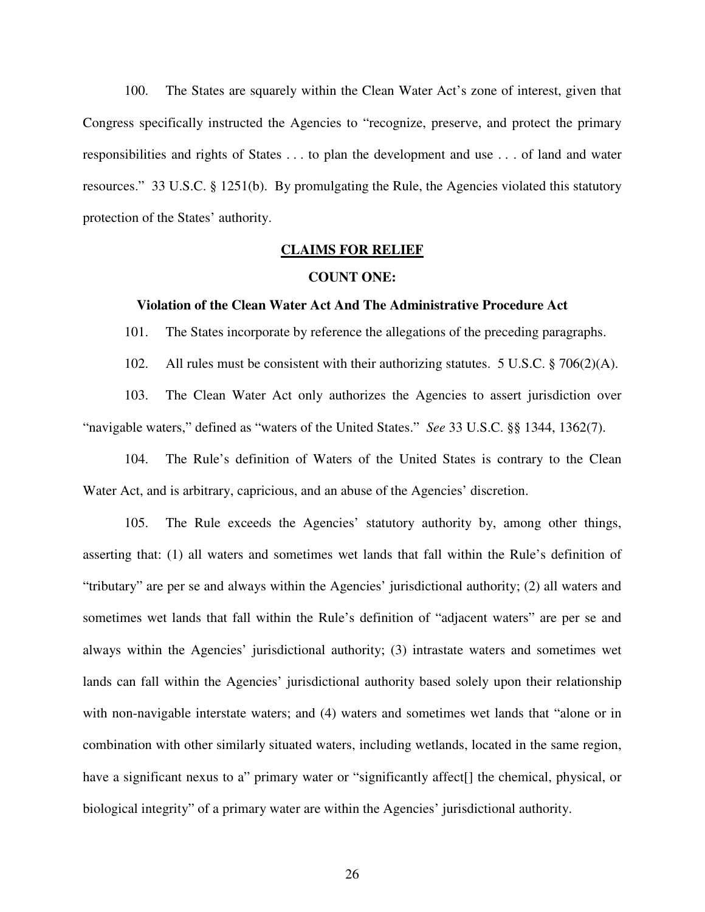100. The States are squarely within the Clean Water Act's zone of interest, given that Congress specifically instructed the Agencies to "recognize, preserve, and protect the primary responsibilities and rights of States . . . to plan the development and use . . . of land and water resources." 33 U.S.C. § 1251(b). By promulgating the Rule, the Agencies violated this statutory protection of the States' authority.

## CLAIMS FOR RELIEF

### COUNT ONE:

### Violation of the Clean Water Act And The Administrative Procedure Act

101. The States incorporate by reference the allegations of the preceding paragraphs.

102. All rules must be consistent with their authorizing statutes. 5 U.S.C. § 706(2)(A).

103. The Clean Water Act only authorizes the Agencies to assert jurisdiction over "navigable waters," defined as "waters of the United States." *See* 33 U.S.C. §§ 1344, 1362(7).

104. The Rule's definition of Waters of the United States is contrary to the Clean Water Act, and is arbitrary, capricious, and an abuse of the Agencies' discretion.

105. The Rule exceeds the Agencies' statutory authority by, among other things, asserting that: (1) all waters and sometimes wet lands that fall within the Rule's definition of "tributary" are per se and always within the Agencies' jurisdictional authority; (2) all waters and sometimes wet lands that fall within the Rule's definition of "adjacent waters" are per se and always within the Agencies' jurisdictional authority; (3) intrastate waters and sometimes wet lands can fall within the Agencies' jurisdictional authority based solely upon their relationship with non-navigable interstate waters; and (4) waters and sometimes wet lands that "alone or in combination with other similarly situated waters, including wetlands, located in the same region, have a significant nexus to a" primary water or "significantly affect[] the chemical, physical, or biological integrity" of a primary water are within the Agencies' jurisdictional authority.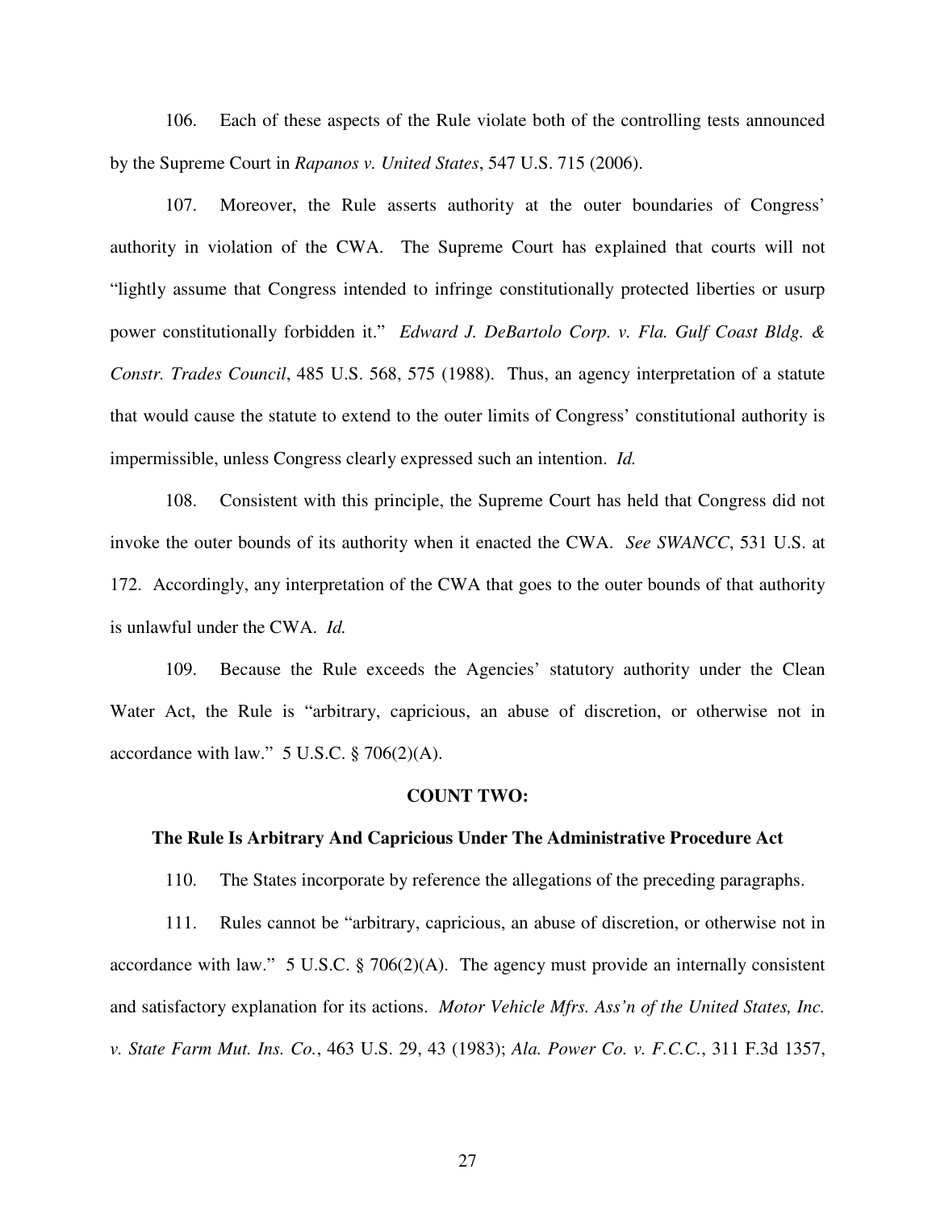106. Each of these aspects of the Rule violate both of the controlling tests announced by the Supreme Court in *Rapanos v. United States*, 547 U.S. 715 (2006).

107. Moreover, the Rule asserts authority at the outer boundaries of Congress' authority in violation of the CWA. The Supreme Court has explained that courts will not "lightly assume that Congress intended to infringe constitutionally protected liberties or usurp power constitutionally forbidden it." *Edward J. DeBartolo Corp. v. Fla. Gulf Coast Bldg. & Constr. Trades Council*, 485 U.S. 568, 575 (1988). Thus, an agency interpretation of a statute that would cause the statute to extend to the outer limits of Congress' constitutional authority is impermissible, unless Congress clearly expressed such an intention. *Id.*

108. Consistent with this principle, the Supreme Court has held that Congress did not invoke the outer bounds of its authority when it enacted the CWA. *See SWANCC*, 531 U.S. at 172. Accordingly, any interpretation of the CWA that goes to the outer bounds of that authority is unlawful under the CWA. *Id.*

109. Because the Rule exceeds the Agencies' statutory authority under the Clean Water Act, the Rule is "arbitrary, capricious, an abuse of discretion, or otherwise not in accordance with law." 5 U.S.C. § 706(2)(A).

## COUNT TWO:

### The Rule Is Arbitrary And Capricious Under The Administrative Procedure Act

110. The States incorporate by reference the allegations of the preceding paragraphs.

111. Rules cannot be "arbitrary, capricious, an abuse of discretion, or otherwise not in accordance with law." 5 U.S.C. § 706(2)(A). The agency must provide an internally consistent and satisfactory explanation for its actions. *Motor Vehicle Mfrs. Ass'n of the United States, Inc. v. State Farm Mut. Ins. Co.*, 463 U.S. 29, 43 (1983); *Ala. Power Co. v. F.C.C.*, 311 F.3d 1357,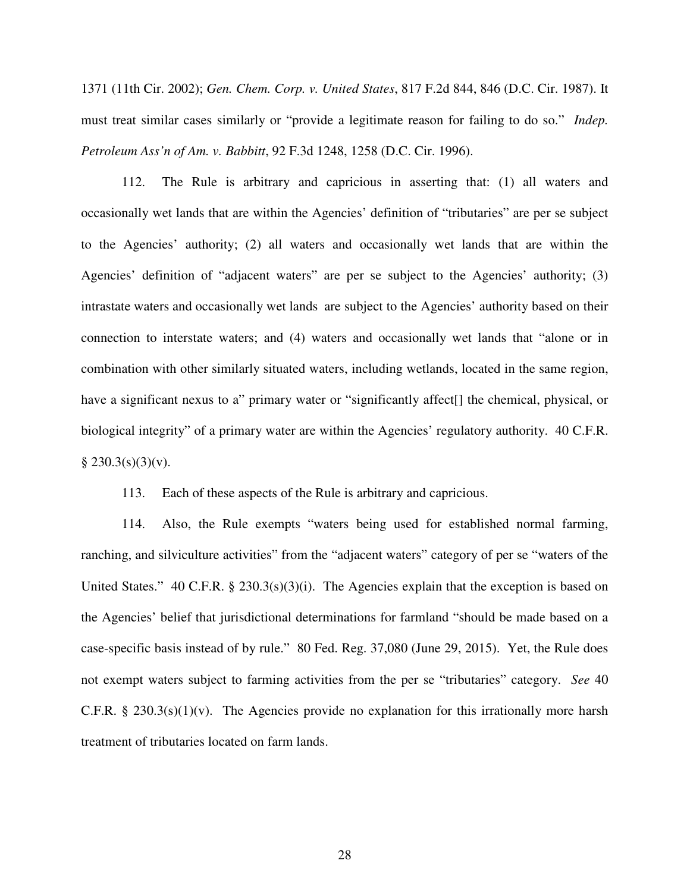1371 (11th Cir. 2002); *Gen. Chem. Corp. v. United States*, 817 F.2d 844, 846 (D.C. Cir. 1987). It must treat similar cases similarly or "provide a legitimate reason for failing to do so." *Indep. Petroleum Ass'n of Am. v. Babbitt*, 92 F.3d 1248, 1258 (D.C. Cir. 1996).

112. The Rule is arbitrary and capricious in asserting that: (1) all waters and occasionally wet lands that are within the Agencies' definition of "tributaries" are per se subject to the Agencies' authority; (2) all waters and occasionally wet lands that are within the Agencies' definition of "adjacent waters" are per se subject to the Agencies' authority; (3) intrastate waters and occasionally wet lands are subject to the Agencies' authority based on their connection to interstate waters; and (4) waters and occasionally wet lands that "alone or in combination with other similarly situated waters, including wetlands, located in the same region, have a significant nexus to a" primary water or "significantly affect[] the chemical, physical, or biological integrity" of a primary water are within the Agencies' regulatory authority. 40 C.F.R. § 230.3(s)(3)(v).

113. Each of these aspects of the Rule is arbitrary and capricious.

114. Also, the Rule exempts "waters being used for established normal farming, ranching, and silviculture activities" from the "adjacent waters" category of per se "waters of the United States." 40 C.F.R. § 230.3(s)(3)(i). The Agencies explain that the exception is based on the Agencies' belief that jurisdictional determinations for farmland "should be made based on a case-specific basis instead of by rule." 80 Fed. Reg. 37,080 (June 29, 2015). Yet, the Rule does not exempt waters subject to farming activities from the per se "tributaries" category. *See* 40 C.F.R. § 230.3(s)(1)(v). The Agencies provide no explanation for this irrationally more harsh treatment of tributaries located on farm lands.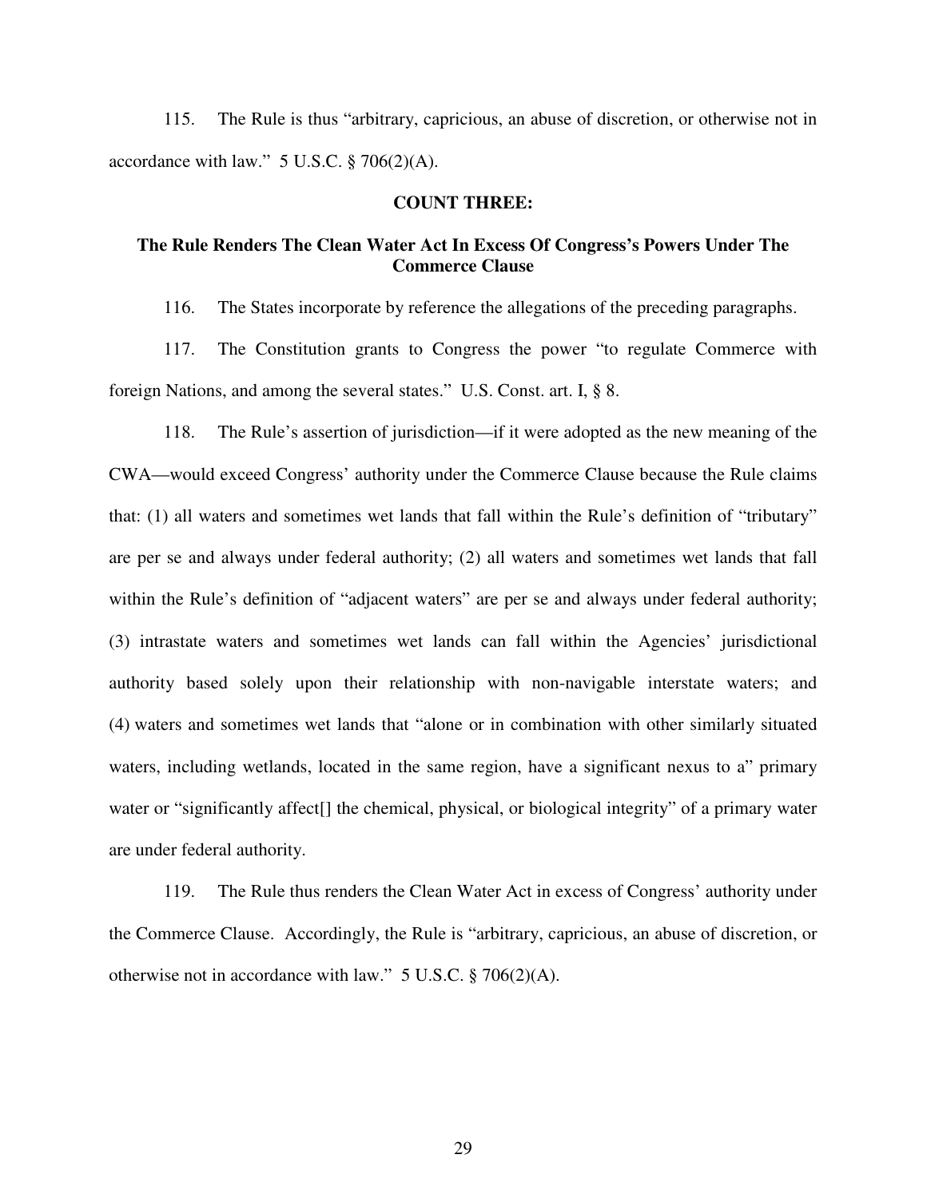115. The Rule is thus "arbitrary, capricious, an abuse of discretion, or otherwise not in accordance with law." 5 U.S.C. § 706(2)(A).

**COUNT THREE:**

**The Rule Renders The Clean Water Act In Excess Of Congress's Powers Under The Commerce Clause**

116. The States incorporate by reference the allegations of the preceding paragraphs.

117. The Constitution grants to Congress the power "to regulate Commerce with foreign Nations, and among the several states." U.S. Const. art. I, § 8.

118. The Rule's assertion of jurisdiction—if it were adopted as the new meaning of the CWA—would exceed Congress' authority under the Commerce Clause because the Rule claims that: (1) all waters and sometimes wet lands that fall within the Rule's definition of "tributary" are per se and always under federal authority; (2) all waters and sometimes wet lands that fall within the Rule's definition of "adjacent waters" are per se and always under federal authority; (3) intrastate waters and sometimes wet lands can fall within the Agencies' jurisdictional authority based solely upon their relationship with non-navigable interstate waters; and (4) waters and sometimes wet lands that "alone or in combination with other similarly situated waters, including wetlands, located in the same region, have a significant nexus to a" primary water or "significantly affect[] the chemical, physical, or biological integrity" of a primary water are under federal authority.

119. The Rule thus renders the Clean Water Act in excess of Congress' authority under the Commerce Clause. Accordingly, the Rule is "arbitrary, capricious, an abuse of discretion, or otherwise not in accordance with law." 5 U.S.C. § 706(2)(A).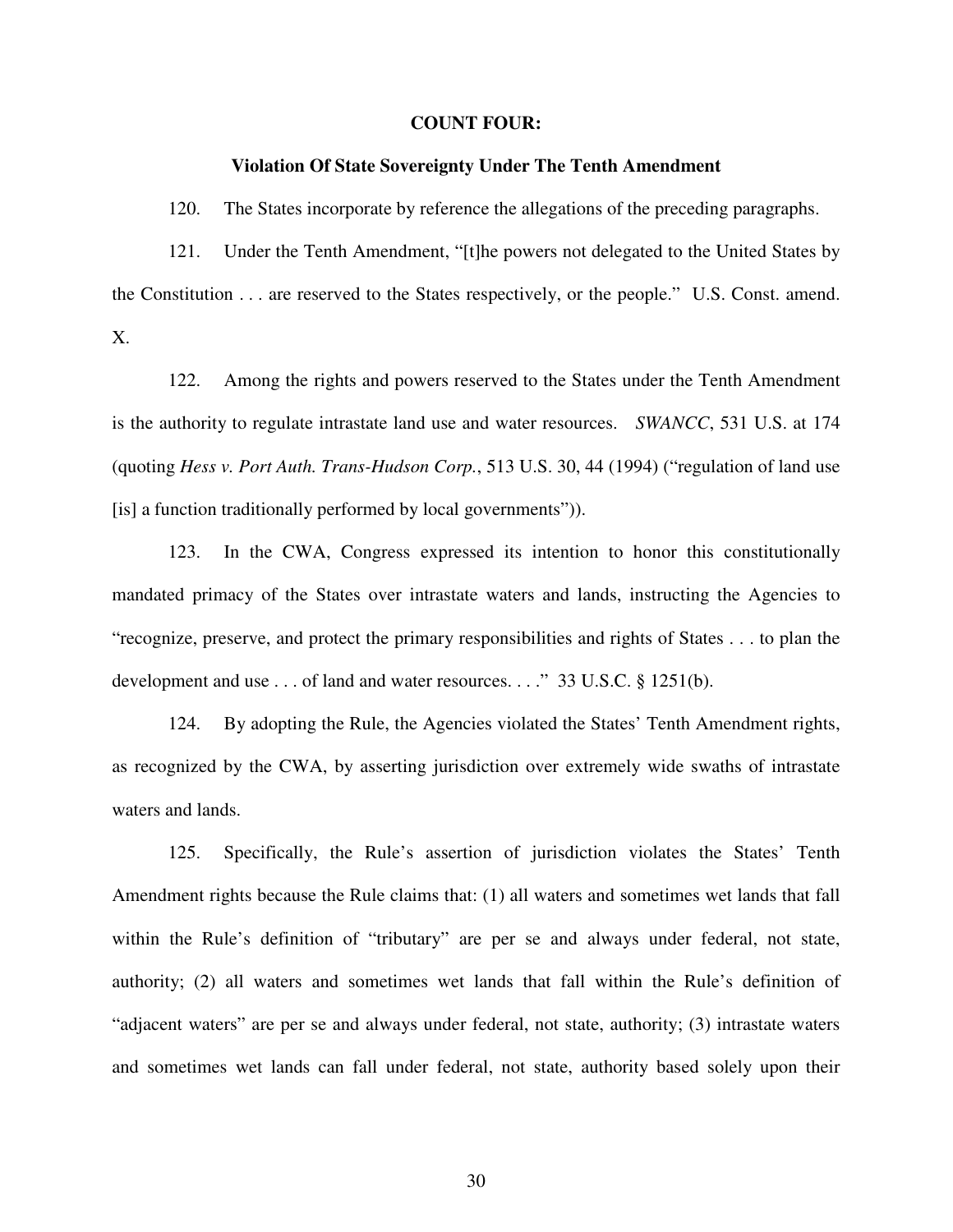## COUNT FOUR:

### Violation Of State Sovereignty Under The Tenth Amendment

120. The States incorporate by reference the allegations of the preceding paragraphs.

121. Under the Tenth Amendment, "[t]he powers not delegated to the United States by the Constitution . . . are reserved to the States respectively, or the people." U.S. Const. amend. X.

122. Among the rights and powers reserved to the States under the Tenth Amendment is the authority to regulate intrastate land use and water resources. *SWANCC*, 531 U.S. at 174 (quoting *Hess v. Port Auth. Trans-Hudson Corp.*, 513 U.S. 30, 44 (1994) ("regulation of land use [is] a function traditionally performed by local governments")).

123. In the CWA, Congress expressed its intention to honor this constitutionally mandated primacy of the States over intrastate waters and lands, instructing the Agencies to "recognize, preserve, and protect the primary responsibilities and rights of States . . . to plan the development and use . . . of land and water resources. . . ." 33 U.S.C. § 1251(b).

124. By adopting the Rule, the Agencies violated the States' Tenth Amendment rights, as recognized by the CWA, by asserting jurisdiction over extremely wide swaths of intrastate waters and lands.

125. Specifically, the Rule's assertion of jurisdiction violates the States' Tenth Amendment rights because the Rule claims that: (1) all waters and sometimes wet lands that fall within the Rule's definition of "tributary" are per se and always under federal, not state, authority; (2) all waters and sometimes wet lands that fall within the Rule's definition of "adjacent waters" are per se and always under federal, not state, authority; (3) intrastate waters and sometimes wet lands can fall under federal, not state, authority based solely upon their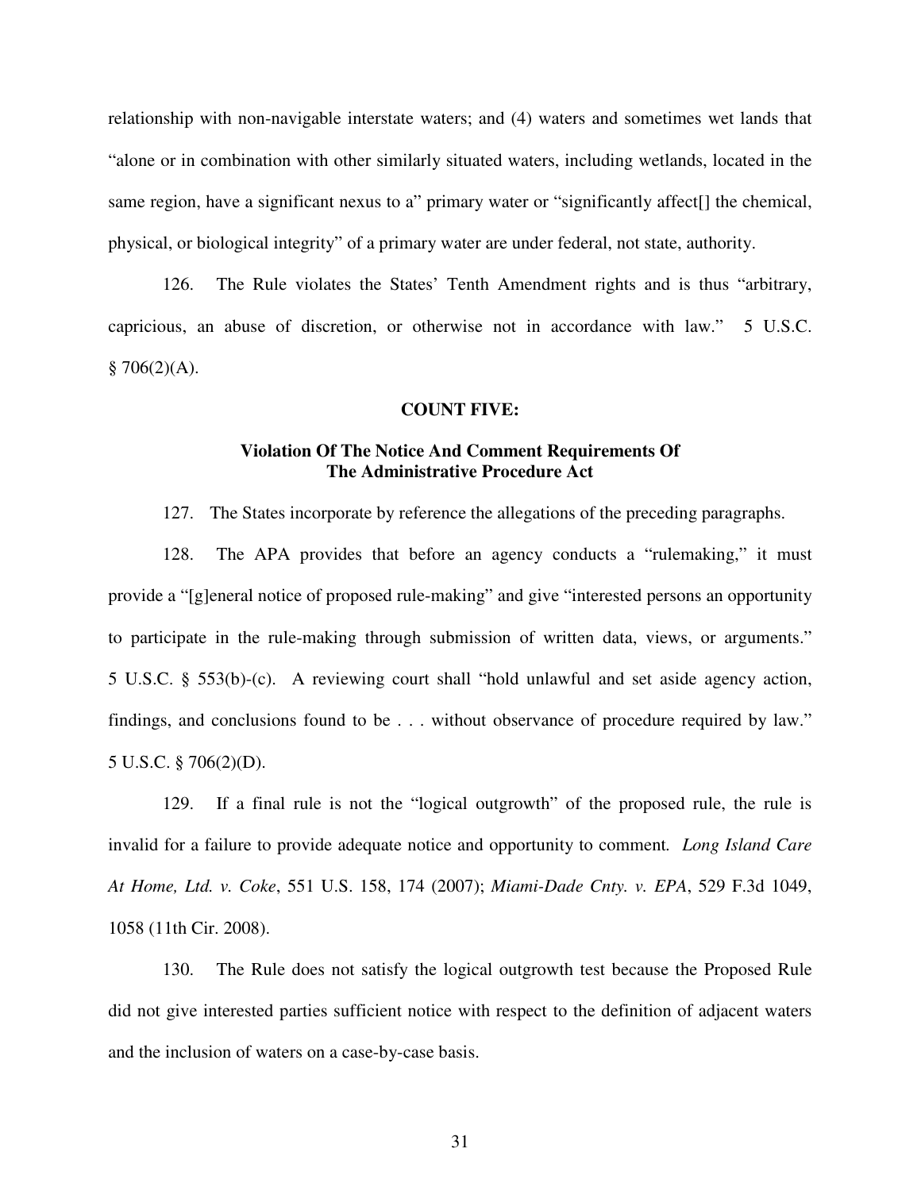relationship with non-navigable interstate waters; and (4) waters and sometimes wet lands that "alone or in combination with other similarly situated waters, including wetlands, located in the same region, have a significant nexus to a" primary water or "significantly affect[] the chemical, physical, or biological integrity" of a primary water are under federal, not state, authority.

126. The Rule violates the States' Tenth Amendment rights and is thus "arbitrary, capricious, an abuse of discretion, or otherwise not in accordance with law." 5 U.S.C. § 706(2)(A).

**COUNT FIVE:**

**Violation Of The Notice And Comment Requirements Of The Administrative Procedure Act**

127. The States incorporate by reference the allegations of the preceding paragraphs.

128. The APA provides that before an agency conducts a "rulemaking," it must provide a "[g]eneral notice of proposed rule-making" and give "interested persons an opportunity to participate in the rule-making through submission of written data, views, or arguments." 5 U.S.C. § 553(b)-(c). A reviewing court shall "hold unlawful and set aside agency action, findings, and conclusions found to be . . . without observance of procedure required by law." 5 U.S.C. § 706(2)(D).

129. If a final rule is not the "logical outgrowth" of the proposed rule, the rule is invalid for a failure to provide adequate notice and opportunity to comment. *Long Island Care At Home, Ltd. v. Coke*, 551 U.S. 158, 174 (2007); *Miami-Dade Cnty. v. EPA*, 529 F.3d 1049, 1058 (11th Cir. 2008).

130. The Rule does not satisfy the logical outgrowth test because the Proposed Rule did not give interested parties sufficient notice with respect to the definition of adjacent waters and the inclusion of waters on a case-by-case basis.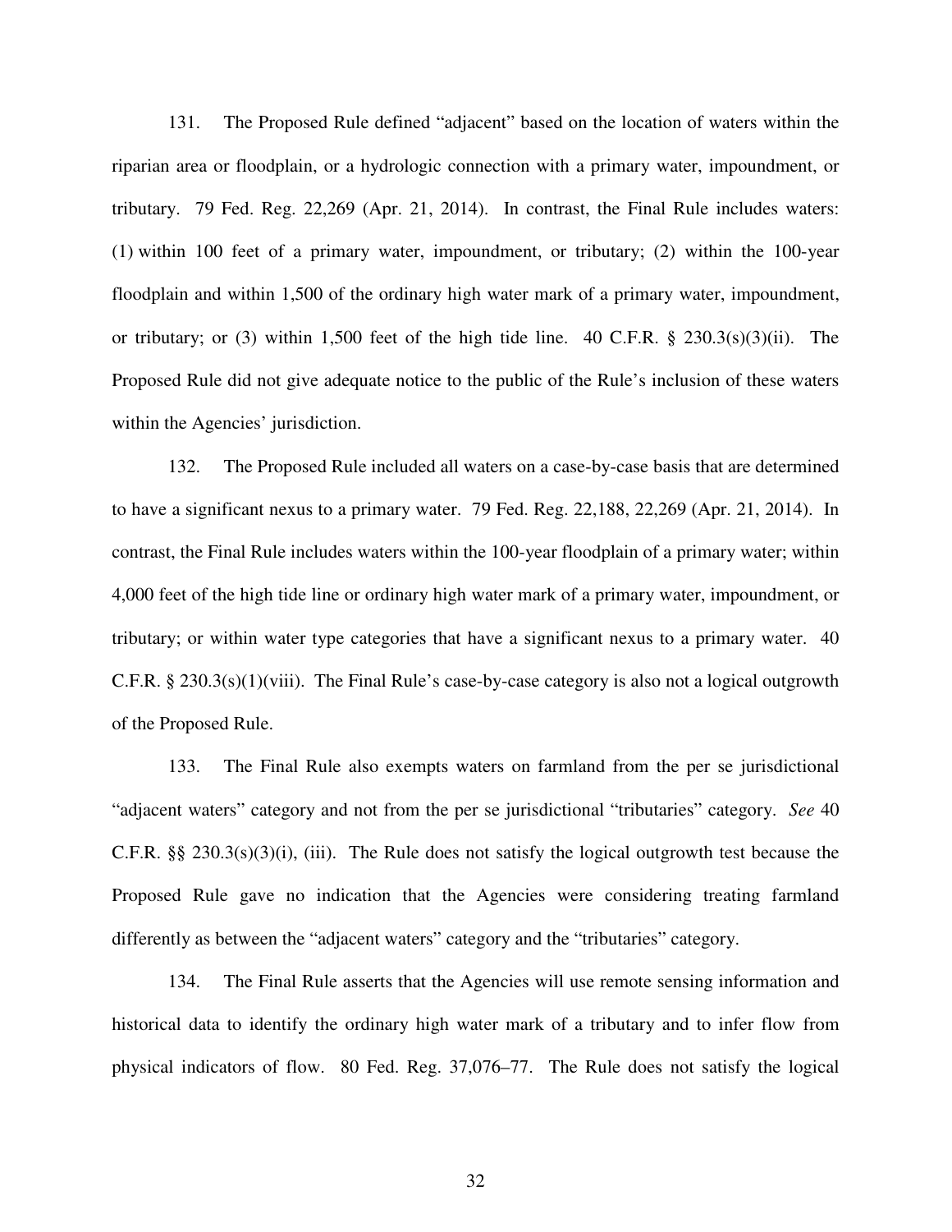131. The Proposed Rule defined "adjacent" based on the location of waters within the riparian area or floodplain, or a hydrologic connection with a primary water, impoundment, or tributary. 79 Fed. Reg. 22,269 (Apr. 21, 2014). In contrast, the Final Rule includes waters: (1) within 100 feet of a primary water, impoundment, or tributary; (2) within the 100-year floodplain and within 1,500 of the ordinary high water mark of a primary water, impoundment, or tributary; or (3) within 1,500 feet of the high tide line. 40 C.F.R. § 230.3(s)(3)(ii). The Proposed Rule did not give adequate notice to the public of the Rule's inclusion of these waters within the Agencies' jurisdiction.

132. The Proposed Rule included all waters on a case-by-case basis that are determined to have a significant nexus to a primary water. 79 Fed. Reg. 22,188, 22,269 (Apr. 21, 2014). In contrast, the Final Rule includes waters within the 100-year floodplain of a primary water; within 4,000 feet of the high tide line or ordinary high water mark of a primary water, impoundment, or tributary; or within water type categories that have a significant nexus to a primary water. 40 C.F.R. § 230.3(s)(1)(viii). The Final Rule's case-by-case category is also not a logical outgrowth of the Proposed Rule.

133. The Final Rule also exempts waters on farmland from the per se jurisdictional "adjacent waters" category and not from the per se jurisdictional "tributaries" category. *See* 40 C.F.R. §§ 230.3(s)(3)(i), (iii). The Rule does not satisfy the logical outgrowth test because the Proposed Rule gave no indication that the Agencies were considering treating farmland differently as between the "adjacent waters" category and the "tributaries" category.

134. The Final Rule asserts that the Agencies will use remote sensing information and historical data to identify the ordinary high water mark of a tributary and to infer flow from physical indicators of flow. 80 Fed. Reg. 37,076–77. The Rule does not satisfy the logical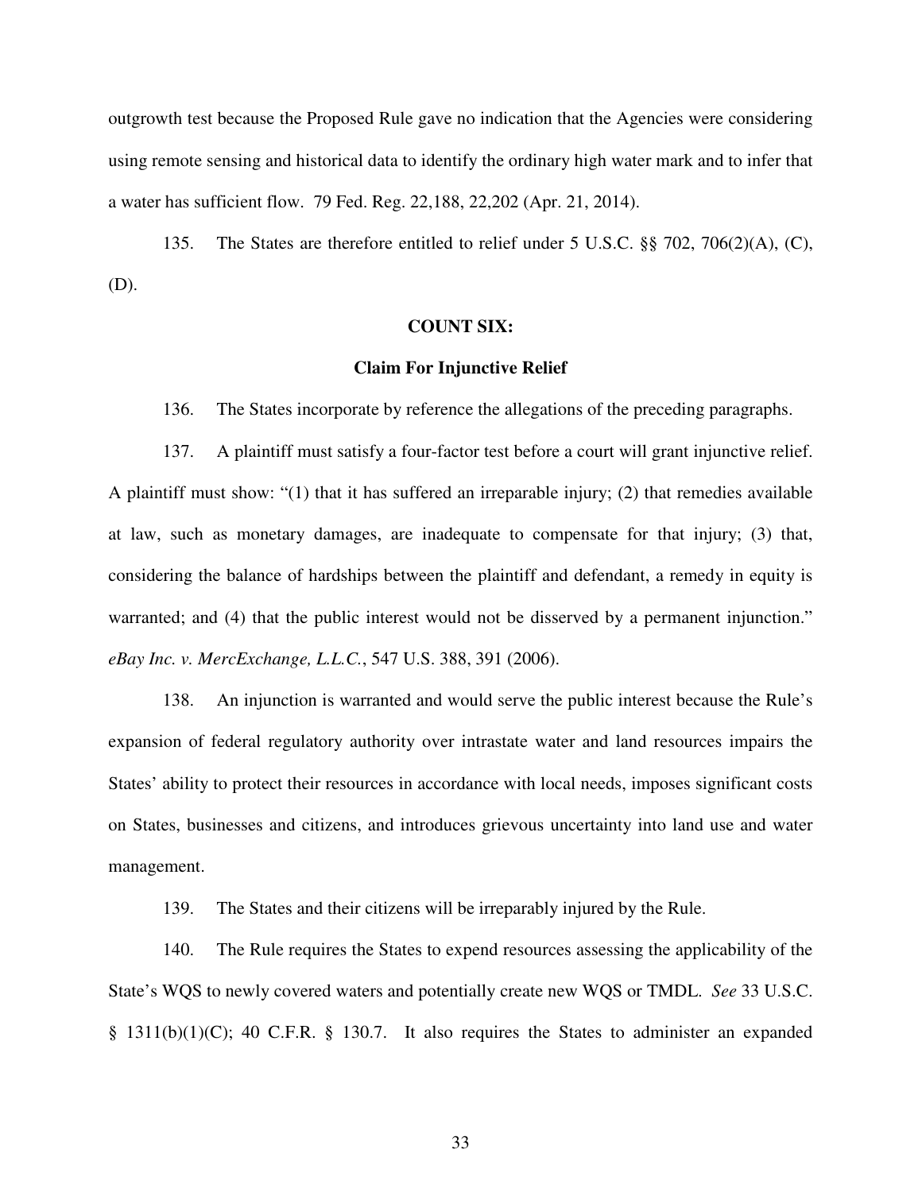outgrowth test because the Proposed Rule gave no indication that the Agencies were considering using remote sensing and historical data to identify the ordinary high water mark and to infer that a water has sufficient flow. 79 Fed. Reg. 22,188, 22,202 (Apr. 21, 2014).

135. The States are therefore entitled to relief under 5 U.S.C. §§ 702, 706(2)(A), (C), (D).

**COUNT SIX:**

**Claim For Injunctive Relief**

136. The States incorporate by reference the allegations of the preceding paragraphs.

137. A plaintiff must satisfy a four-factor test before a court will grant injunctive relief. A plaintiff must show: "(1) that it has suffered an irreparable injury; (2) that remedies available at law, such as monetary damages, are inadequate to compensate for that injury; (3) that, considering the balance of hardships between the plaintiff and defendant, a remedy in equity is warranted; and (4) that the public interest would not be disserved by a permanent injunction." *eBay Inc. v. MercExchange, L.L.C.*, 547 U.S. 388, 391 (2006).

138. An injunction is warranted and would serve the public interest because the Rule's expansion of federal regulatory authority over intrastate water and land resources impairs the States' ability to protect their resources in accordance with local needs, imposes significant costs on States, businesses and citizens, and introduces grievous uncertainty into land use and water management.

139. The States and their citizens will be irreparably injured by the Rule.

140. The Rule requires the States to expend resources assessing the applicability of the State's WQS to newly covered waters and potentially create new WQS or TMDL. *See* 33 U.S.C. § 1311(b)(1)(C); 40 C.F.R. § 130.7. It also requires the States to administer an expanded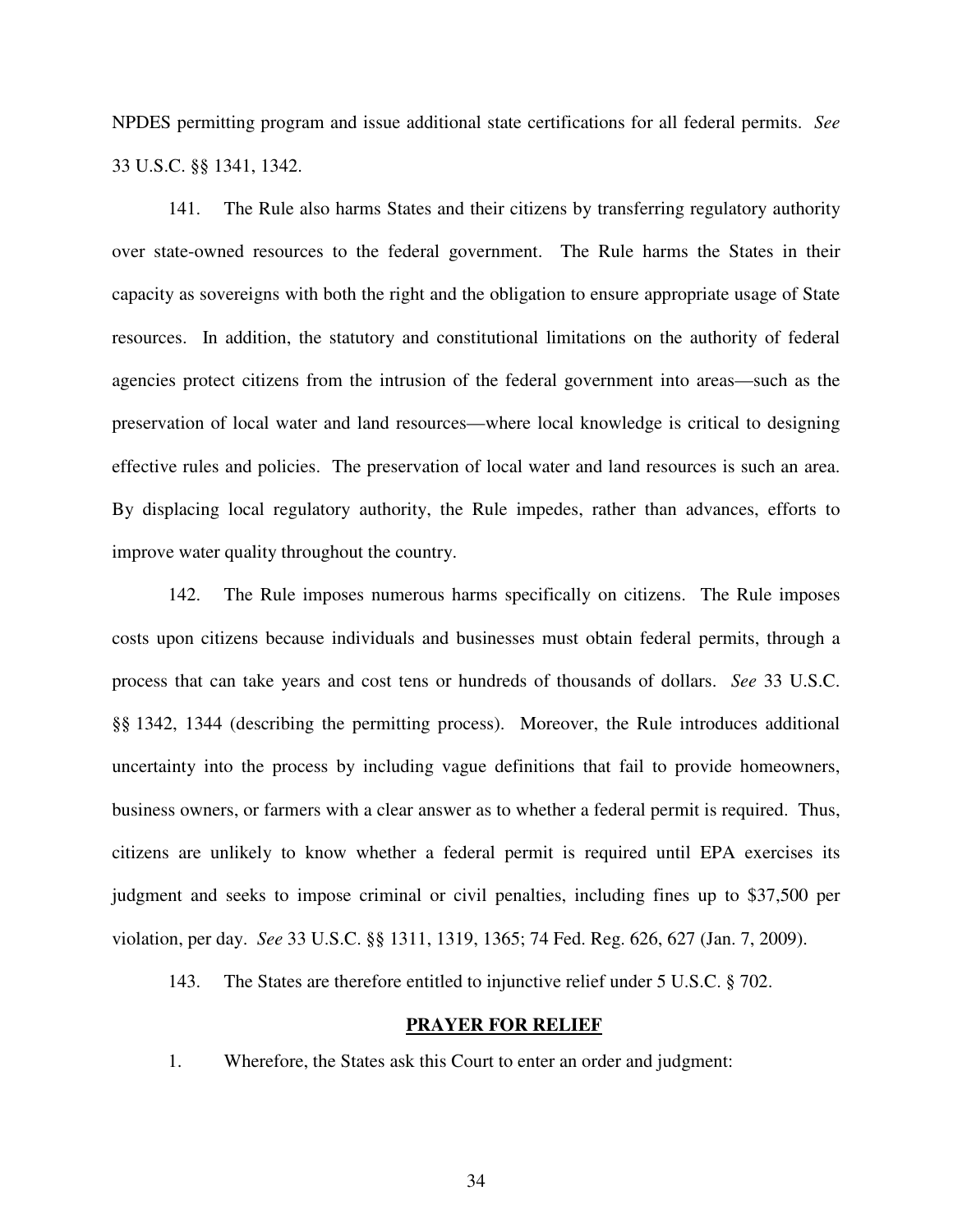NPDES permitting program and issue additional state certifications for all federal permits. *See* 33 U.S.C. §§ 1341, 1342.

141. The Rule also harms States and their citizens by transferring regulatory authority over state-owned resources to the federal government. The Rule harms the States in their capacity as sovereigns with both the right and the obligation to ensure appropriate usage of State resources. In addition, the statutory and constitutional limitations on the authority of federal agencies protect citizens from the intrusion of the federal government into areas—such as the preservation of local water and land resources—where local knowledge is critical to designing effective rules and policies. The preservation of local water and land resources is such an area. By displacing local regulatory authority, the Rule impedes, rather than advances, efforts to improve water quality throughout the country.

142. The Rule imposes numerous harms specifically on citizens. The Rule imposes costs upon citizens because individuals and businesses must obtain federal permits, through a process that can take years and cost tens or hundreds of thousands of dollars. *See* 33 U.S.C. §§ 1342, 1344 (describing the permitting process). Moreover, the Rule introduces additional uncertainty into the process by including vague definitions that fail to provide homeowners, business owners, or farmers with a clear answer as to whether a federal permit is required. Thus, citizens are unlikely to know whether a federal permit is required until EPA exercises its judgment and seeks to impose criminal or civil penalties, including fines up to $37,500 per violation, per day. *See* 33 U.S.C. §§ 1311, 1319, 1365; 74 Fed. Reg. 626, 627 (Jan. 7, 2009).

143. The States are therefore entitled to injunctive relief under 5 U.S.C. § 702.

## **PRAYER FOR RELIEF**

1. Wherefore, the States ask this Court to enter an order and judgment: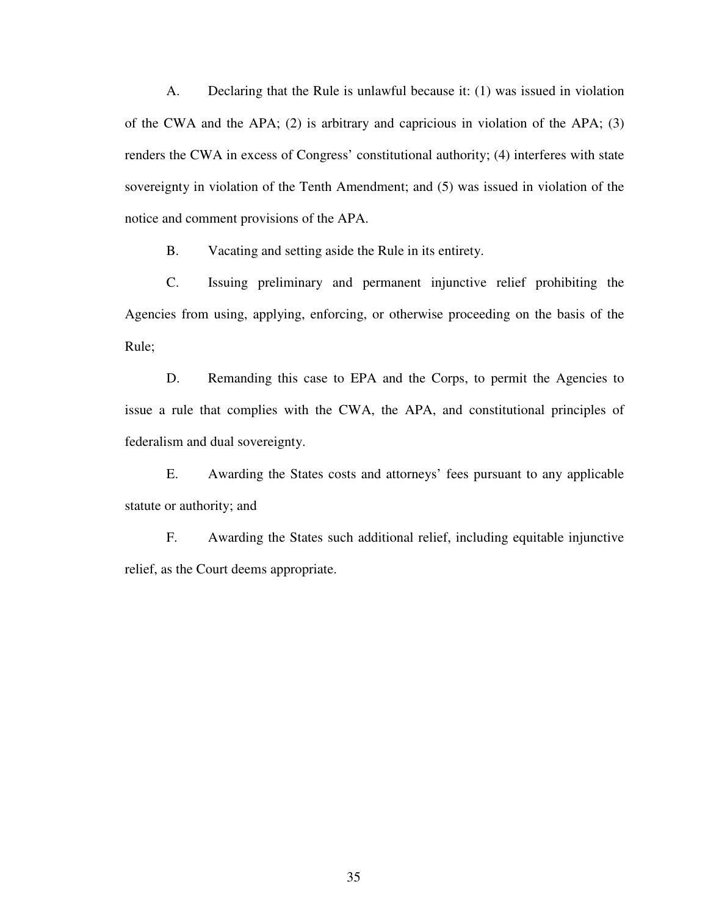A. Declaring that the Rule is unlawful because it: (1) was issued in violation of the CWA and the APA; (2) is arbitrary and capricious in violation of the APA; (3) renders the CWA in excess of Congress' constitutional authority; (4) interferes with state sovereignty in violation of the Tenth Amendment; and (5) was issued in violation of the notice and comment provisions of the APA.

B. Vacating and setting aside the Rule in its entirety.

C. Issuing preliminary and permanent injunctive relief prohibiting the Agencies from using, applying, enforcing, or otherwise proceeding on the basis of the Rule;

D. Remanding this case to EPA and the Corps, to permit the Agencies to issue a rule that complies with the CWA, the APA, and constitutional principles of federalism and dual sovereignty.

E. Awarding the States costs and attorneys' fees pursuant to any applicable statute or authority; and

F. Awarding the States such additional relief, including equitable injunctive relief, as the Court deems appropriate.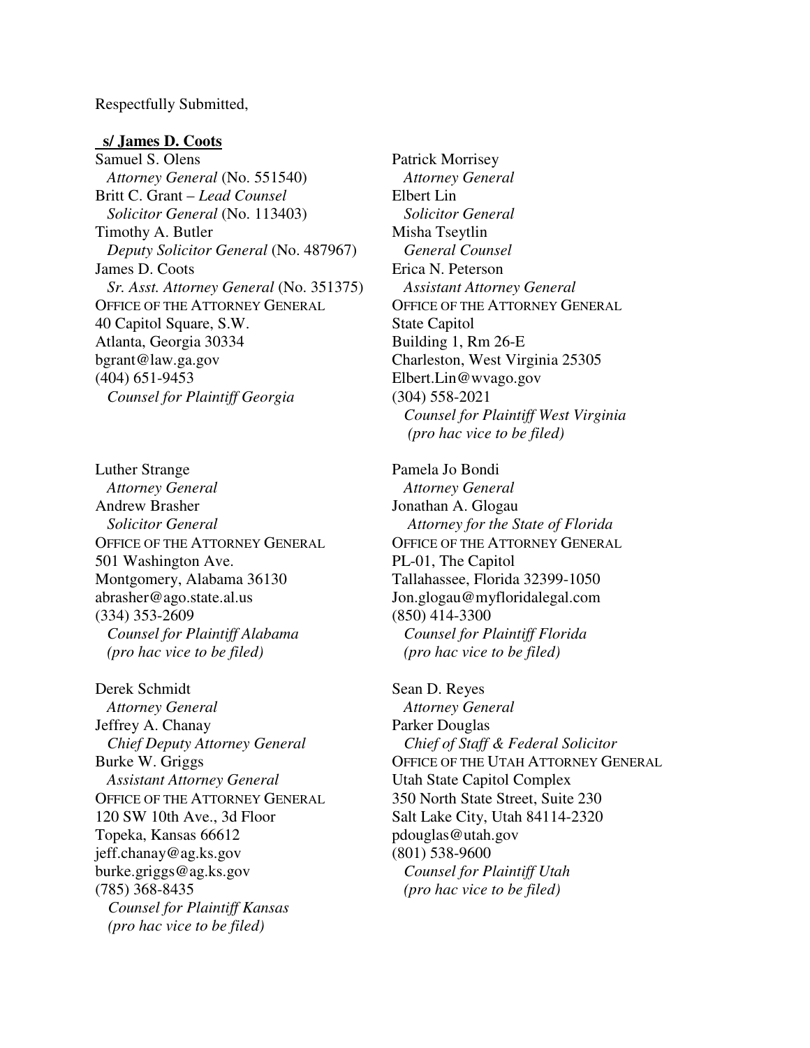Respectfully Submitted,

**s/ James D. Coots**

Samuel S. Olens
*Attorney General* (No. 551540)
Britt C. Grant – *Lead Counsel*
*Solicitor General* (No. 113403)
Timothy A. Butler
*Deputy Solicitor General* (No. 487967)
James D. Coots
*Sr. Asst. Attorney General* (No. 351375)
OFFICE OF THE ATTORNEY GENERAL
40 Capitol Square, S.W.
Atlanta, Georgia 30334
bgrant@law.ga.gov
(404) 651-9453
*Counsel for Plaintiff Georgia*

Patrick Morrisey
*Attorney General*
Elbert Lin
*Solicitor General*
Misha Tseytlin
*General Counsel*
Erica N. Peterson
*Assistant Attorney General*
OFFICE OF THE ATTORNEY GENERAL
State Capitol
Building 1, Rm 26-E
Charleston, West Virginia 25305
Elbert.Lin@wvago.gov
(304) 558-2021
*Counsel for Plaintiff West Virginia*
*(pro hac vice to be filed)*

Luther Strange
*Attorney General*
Andrew Brasher
*Solicitor General*
OFFICE OF THE ATTORNEY GENERAL
501 Washington Ave.
Montgomery, Alabama 36130
abrasher@ago.state.al.us
(334) 353-2609
*Counsel for Plaintiff Alabama*
*(pro hac vice to be filed)*

Pamela Jo Bondi
*Attorney General*
Jonathan A. Glogau
*Attorney for the State of Florida*
OFFICE OF THE ATTORNEY GENERAL
PL-01, The Capitol
Tallahassee, Florida 32399-1050
Jon.glogau@myfloridalegal.com
(850) 414-3300
*Counsel for Plaintiff Florida*
*(pro hac vice to be filed)*

Derek Schmidt
*Attorney General*
Jeffrey A. Chanay
*Chief Deputy Attorney General*
Burke W. Griggs
*Assistant Attorney General*
OFFICE OF THE ATTORNEY GENERAL
120 SW 10th Ave., 3d Floor
Topeka, Kansas 66612
jeff.chanay@ag.ks.gov
burke.griggs@ag.ks.gov
(785) 368-8435
*Counsel for Plaintiff Kansas*
*(pro hac vice to be filed)*

Sean D. Reyes
*Attorney General*
Parker Douglas
*Chief of Staff & Federal Solicitor*
OFFICE OF THE UTAH ATTORNEY GENERAL
Utah State Capitol Complex
350 North State Street, Suite 230
Salt Lake City, Utah 84114-2320
pdouglas@utah.gov
(801) 538-9600
*Counsel for Plaintiff Utah*
*(pro hac vice to be filed)*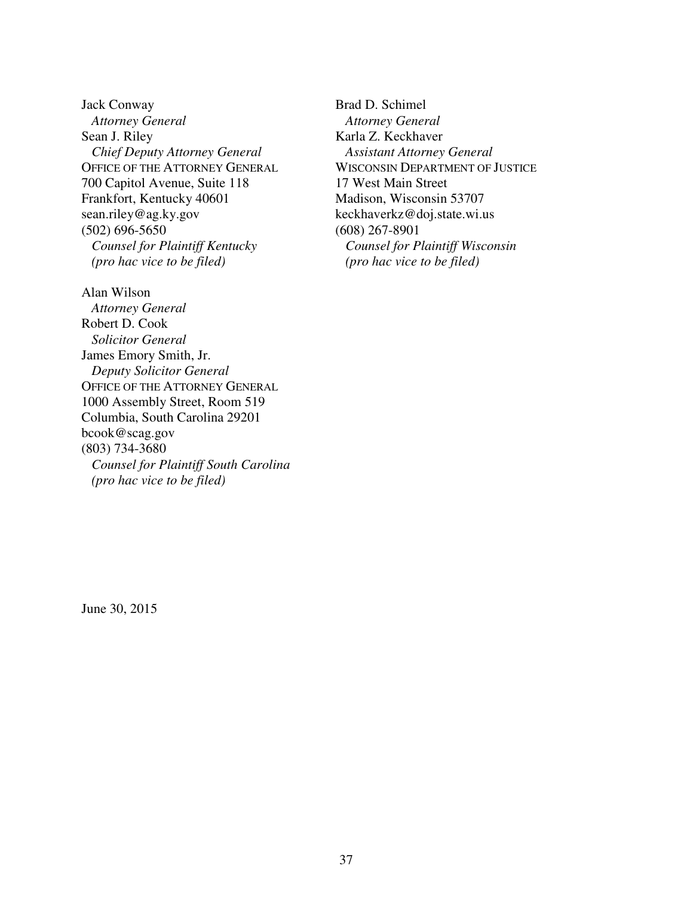Jack Conway
*Attorney General*
Sean J. Riley
*Chief Deputy Attorney General*
OFFICE OF THE ATTORNEY GENERAL
700 Capitol Avenue, Suite 118
Frankfort, Kentucky 40601
sean.riley@ag.ky.gov
(502) 696-5650
*Counsel for Plaintiff Kentucky*
*(pro hac vice to be filed)*

Alan Wilson
*Attorney General*
Robert D. Cook
*Solicitor General*
James Emory Smith, Jr.
*Deputy Solicitor General*
OFFICE OF THE ATTORNEY GENERAL
1000 Assembly Street, Room 519
Columbia, South Carolina 29201
bcook@scag.gov
(803) 734-3680
*Counsel for Plaintiff South Carolina*
*(pro hac vice to be filed)*

Brad D. Schimel
*Attorney General*
Karla Z. Keckhaver
*Assistant Attorney General*
WISCONSIN DEPARTMENT OF JUSTICE
17 West Main Street
Madison, Wisconsin 53707
keckhaverkz@doj.state.wi.us
(608) 267-8901
*Counsel for Plaintiff Wisconsin*
*(pro hac vice to be filed)*

June 30, 2015